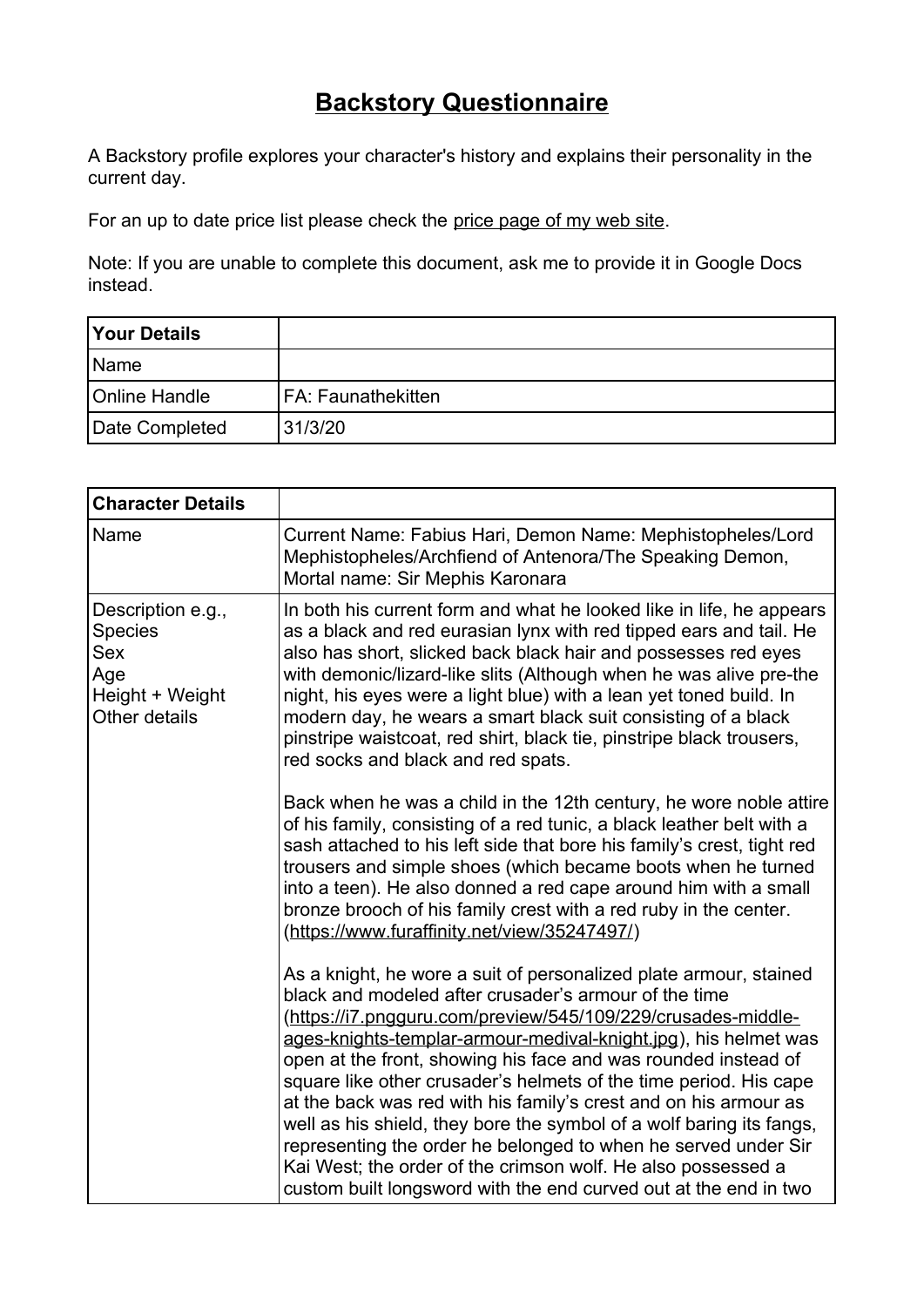# Backstory Questionnaire

A Backstory profile explores your character's history and explains their personality in the current day.

For an up to date price list please check the price page of my web site.

Note: If you are unable to complete this document, ask me to provide it in Google Docs instead.

| Your Details | |
|---|---|
| Name | |
| Online Handle | FA: Faunathekitten |
| Date Completed | 31/3/20 |

| Character Details | |
|---|---|
| Name | Current Name: Fabius Hari, Demon Name: Mephistopheles/Lord Mephistopheles/Archfiend of Antenora/The Speaking Demon, Mortal name: Sir Mephis Karonara |
| Description e.g., Species Sex Age Height + Weight Other details | In both his current form and what he looked like in life, he appears as a black and red eurasian lynx with red tipped ears and tail. He also has short, slicked back black hair and possesses red eyes with demonic/lizard-like slits (Although when he was alive pre-the night, his eyes were a light blue) with a lean yet toned build. In modern day, he wears a smart black suit consisting of a black pinstripe waistcoat, red shirt, black tie, pinstripe black trousers, red socks and black and red spats.<br><br>Back when he was a child in the 12th century, he wore noble attire of his family, consisting of a red tunic, a black leather belt with a sash attached to his left side that bore his family's crest, tight red trousers and simple shoes (which became boots when he turned into a teen). He also donned a red cape around him with a small bronze brooch of his family crest with a red ruby in the center. (https://www.furaffinity.net/view/35247497/)<br><br>As a knight, he wore a suit of personalized plate armour, stained black and modeled after crusader's armour of the time (https://i7.pngguru.com/preview/545/109/229/crusades-middle-ages-knights-templar-armour-medival-knight.jpg), his helmet was open at the front, showing his face and was rounded instead of square like other crusader's helmets of the time period. His cape at the back was red with his family's crest and on his armour as well as his shield, they bore the symbol of a wolf baring its fangs, representing the order he belonged to when he served under Sir Kai West; the order of the crimson wolf. He also possessed a custom built longsword with the end curved out at the end in two |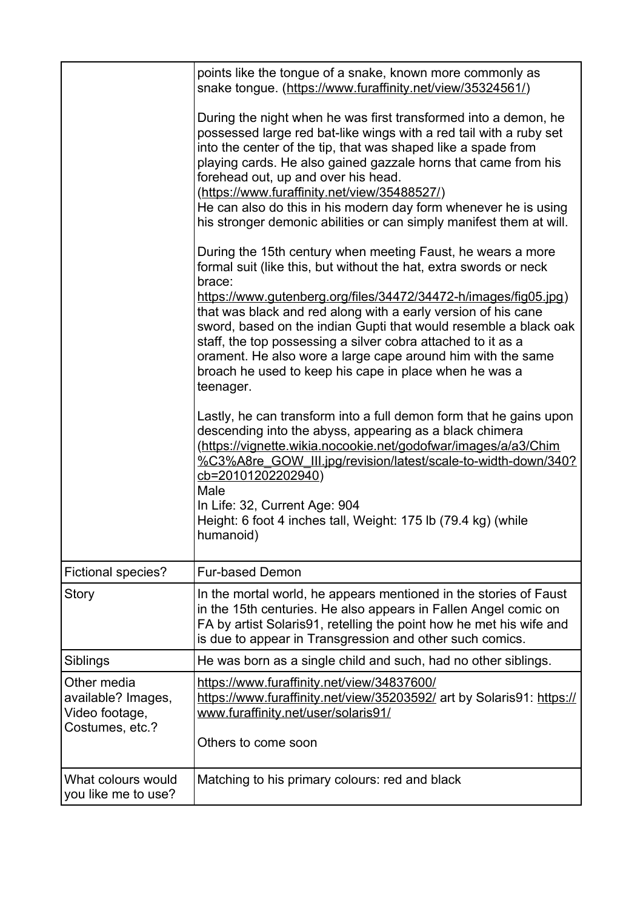| | |
|---|---|
| | points like the tongue of a snake, known more commonly as snake tongue. (https://www.furaffinity.net/view/35324561/)<br><br>During the night when he was first transformed into a demon, he possessed large red bat-like wings with a red tail with a ruby set into the center of the tip, that was shaped like a spade from playing cards. He also gained gazzale horns that came from his forehead out, up and over his head. (https://www.furaffinity.net/view/35488527/)<br>He can also do this in his modern day form whenever he is using his stronger demonic abilities or can simply manifest them at will.<br><br>During the 15th century when meeting Faust, he wears a more formal suit (like this, but without the hat, extra swords or neck brace: https://www.gutenberg.org/files/34472/34472-h/images/fig05.jpg) that was black and red along with a early version of his cane sword, based on the indian Gupti that would resemble a black oak staff, the top possessing a silver cobra attached to it as a orament. He also wore a large cape around him with the same broach he used to keep his cape in place when he was a teenager.<br><br>Lastly, he can transform into a full demon form that he gains upon descending into the abyss, appearing as a black chimera (https://vignette.wikia.nocookie.net/godofwar/images/a/a3/Chim%C3%A8re_GOW_III.jpg/revision/latest/scale-to-width-down/340?cb=20101202202940)<br>Male<br>In Life: 32, Current Age: 904<br>Height: 6 foot 4 inches tall, Weight: 175 lb (79.4 kg) (while humanoid) |
| Fictional species? | Fur-based Demon |
| Story | In the mortal world, he appears mentioned in the stories of Faust in the 15th centuries. He also appears in Fallen Angel comic on FA by artist Solaris91, retelling the point how he met his wife and is due to appear in Transgression and other such comics. |
| Siblings | He was born as a single child and such, had no other siblings. |
| Other media available? Images, Video footage, Costumes, etc.? | https://www.furaffinity.net/view/34837600/<br>https://www.furaffinity.net/view/35203592/ art by Solaris91: https://www.furaffinity.net/user/solaris91/<br><br>Others to come soon |
| What colours would you like me to use? | Matching to his primary colours: red and black |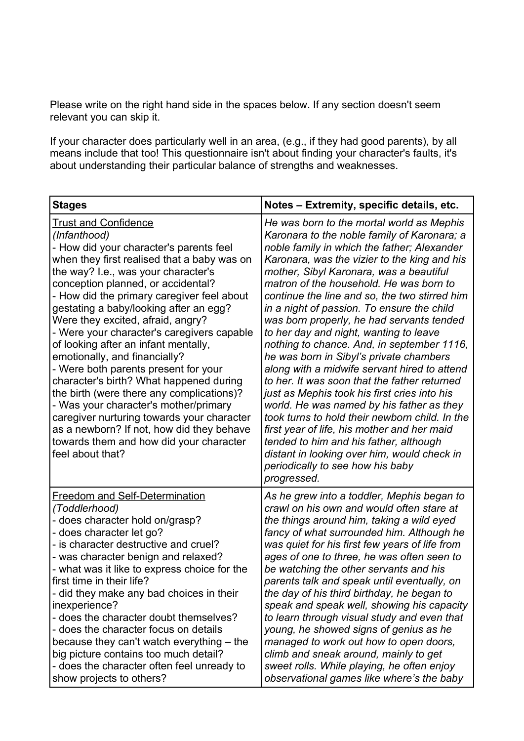Please write on the right hand side in the spaces below. If any section doesn't seem relevant you can skip it.

If your character does particularly well in an area, (e.g., if they had good parents), by all means include that too! This questionnaire isn't about finding your character's faults, it's about understanding their particular balance of strengths and weaknesses.

| **Stages** | **Notes – Extremity, specific details, etc.** |
|---|---|
| Trust and Confidence<br>*(Infanthood)*<br>- How did your character's parents feel when they first realised that a baby was on the way? I.e., was your character's conception planned, or accidental?<br>- How did the primary caregiver feel about gestating a baby/looking after an egg? Were they excited, afraid, angry?<br>- Were your character's caregivers capable of looking after an infant mentally, emotionally, and financially?<br>- Were both parents present for your character's birth? What happened during the birth (were there any complications)?<br>- Was your character's mother/primary caregiver nurturing towards your character as a newborn? If not, how did they behave towards them and how did your character feel about that? | *He was born to the mortal world as Mephis Karonara to the noble family of Karonara; a noble family in which the father; Alexander Karonara, was the vizier to the king and his mother, Sibyl Karonara, was a beautiful matron of the household. He was born to continue the line and so, the two stirred him in a night of passion. To ensure the child was born properly, he had servants tended to her day and night, wanting to leave nothing to chance. And, in september 1116, he was born in Sibyl's private chambers along with a midwife servant hired to attend to her. It was soon that the father returned just as Mephis took his first cries into his world. He was named by his father as they took turns to hold their newborn child. In the first year of life, his mother and her maid tended to him and his father, although distant in looking over him, would check in periodically to see how his baby progressed.* |
| Freedom and Self-Determination<br>*(Toddlerhood)*<br>- does character hold on/grasp?<br>- does character let go?<br>- is character destructive and cruel?<br>- was character benign and relaxed?<br>- what was it like to express choice for the first time in their life?<br>- did they make any bad choices in their inexperience?<br>- does the character doubt themselves?<br>- does the character focus on details because they can't watch everything – the big picture contains too much detail?<br>- does the character often feel unready to show projects to others? | *As he grew into a toddler, Mephis began to crawl on his own and would often stare at the things around him, taking a wild eyed fancy of what surrounded him. Although he was quiet for his first few years of life from ages of one to three, he was often seen to be watching the other servants and his parents talk and speak until eventually, on the day of his third birthday, he began to speak and speak well, showing his capacity to learn through visual study and even that young, he showed signs of genius as he managed to work out how to open doors, climb and sneak around, mainly to get sweet rolls. While playing, he often enjoy observational games like where's the baby* |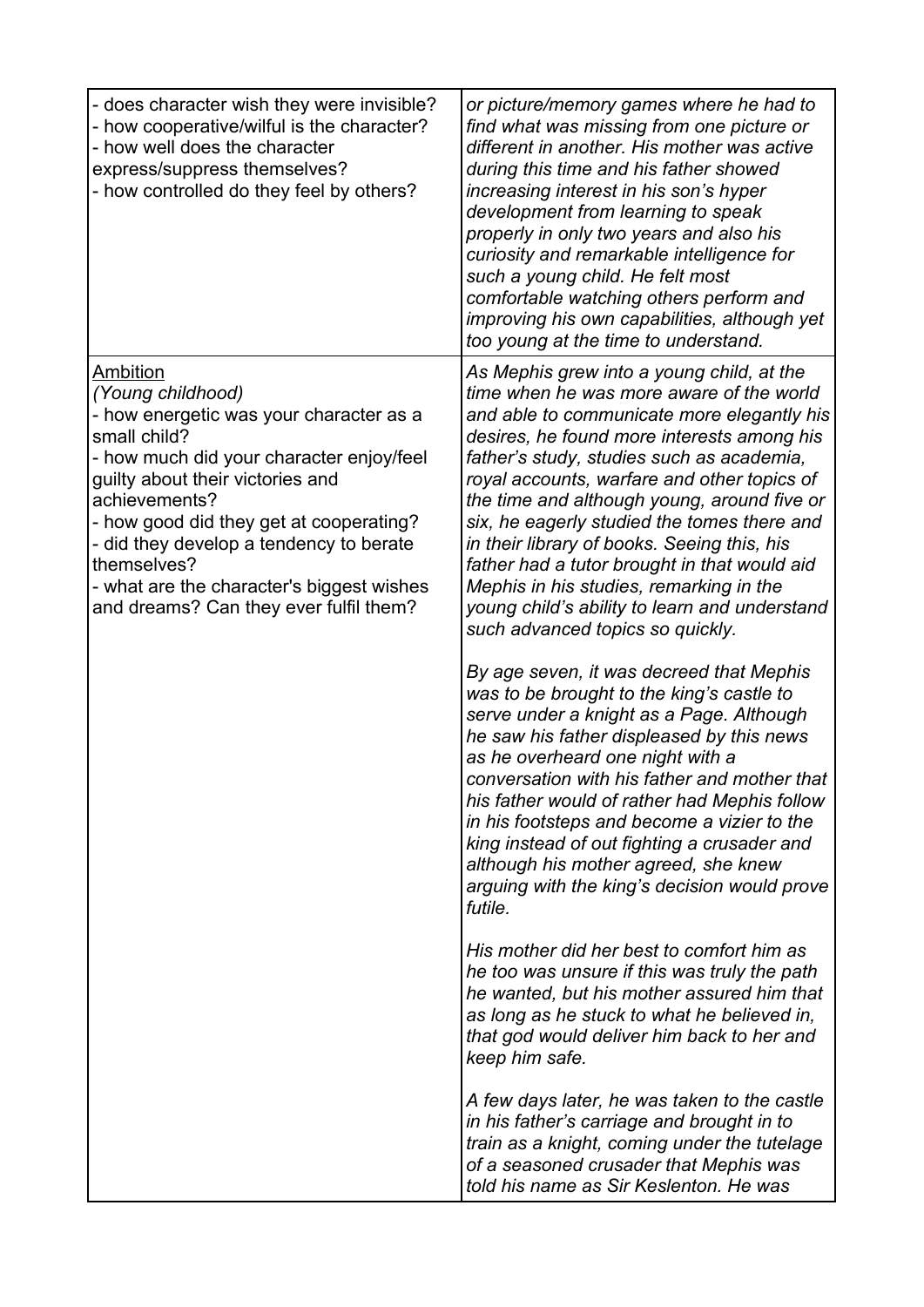| | |
|---|---|
| - does character wish they were invisible?<br>- how cooperative/wilful is the character?<br>- how well does the character express/suppress themselves?<br>- how controlled do they feel by others? | *or picture/memory games where he had to find what was missing from one picture or different in another. His mother was active during this time and his father showed increasing interest in his son's hyper development from learning to speak properly in only two years and also his curiosity and remarkable intelligence for such a young child. He felt most comfortable watching others perform and improving his own capabilities, although yet too young at the time to understand.* |
| Ambition<br>*(Young childhood)*<br>- how energetic was your character as a small child?<br>- how much did your character enjoy/feel guilty about their victories and achievements?<br>- how good did they get at cooperating?<br>- did they develop a tendency to berate themselves?<br>- what are the character's biggest wishes and dreams? Can they ever fulfil them? | *As Mephis grew into a young child, at the time when he was more aware of the world and able to communicate more elegantly his desires, he found more interests among his father's study, studies such as academia, royal accounts, warfare and other topics of the time and although young, around five or six, he eagerly studied the tomes there and in their library of books. Seeing this, his father had a tutor brought in that would aid Mephis in his studies, remarking in the young child's ability to learn and understand such advanced topics so quickly.*<br><br>*By age seven, it was decreed that Mephis was to be brought to the king's castle to serve under a knight as a Page. Although he saw his father displeased by this news as he overheard one night with a conversation with his father and mother that his father would of rather had Mephis follow in his footsteps and become a vizier to the king instead of out fighting a crusader and although his mother agreed, she knew arguing with the king's decision would prove futile.*<br><br>*His mother did her best to comfort him as he too was unsure if this was truly the path he wanted, but his mother assured him that as long as he stuck to what he believed in, that god would deliver him back to her and keep him safe.*<br><br>*A few days later, he was taken to the castle in his father's carriage and brought in to train as a knight, coming under the tutelage of a seasoned crusader that Mephis was told his name as Sir Keslenton. He was* |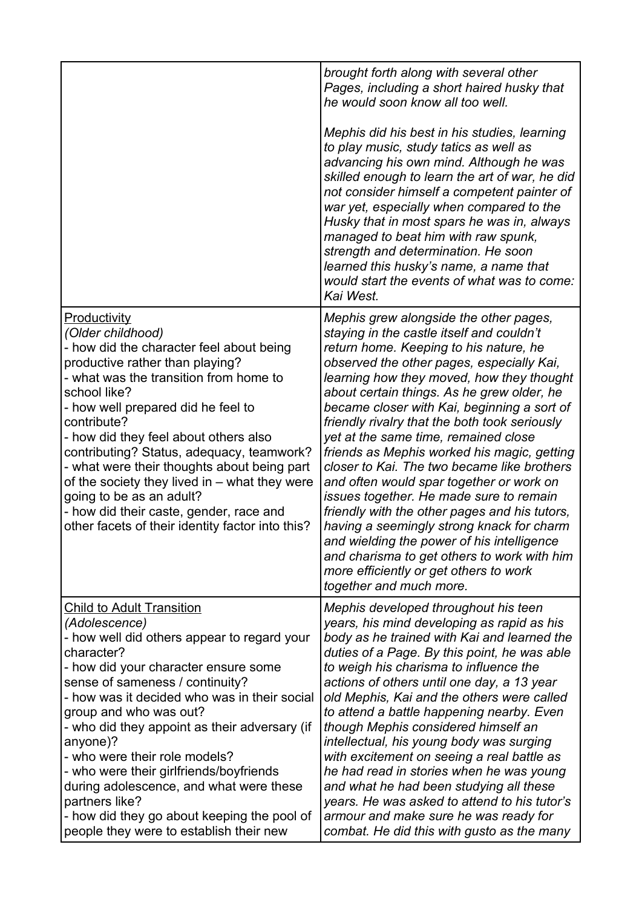| | |
|---|---|
| | *brought forth along with several other Pages, including a short haired husky that he would soon know all too well.*<br><br>*Mephis did his best in his studies, learning to play music, study tatics as well as advancing his own mind. Although he was skilled enough to learn the art of war, he did not consider himself a competent painter of war yet, especially when compared to the Husky that in most spars he was in, always managed to beat him with raw spunk, strength and determination. He soon learned this husky's name, a name that would start the events of what was to come: Kai West.* |
| <u>Productivity</u><br>*(Older childhood)*<br>- how did the character feel about being productive rather than playing?<br>- what was the transition from home to school like?<br>- how well prepared did he feel to contribute?<br>- how did they feel about others also contributing? Status, adequacy, teamwork?<br>- what were their thoughts about being part of the society they lived in – what they were going to be as an adult?<br>- how did their caste, gender, race and other facets of their identity factor into this? | *Mephis grew alongside the other pages, staying in the castle itself and couldn't return home. Keeping to his nature, he observed the other pages, especially Kai, learning how they moved, how they thought about certain things. As he grew older, he became closer with Kai, beginning a sort of friendly rivalry that the both took seriously yet at the same time, remained close friends as Mephis worked his magic, getting closer to Kai. The two became like brothers and often would spar together or work on issues together. He made sure to remain friendly with the other pages and his tutors, having a seemingly strong knack for charm and wielding the power of his intelligence and charisma to get others to work with him more efficiently or get others to work together and much more.* |
| <u>Child to Adult Transition</u><br>*(Adolescence)*<br>- how well did others appear to regard your character?<br>- how did your character ensure some sense of sameness / continuity?<br>- how was it decided who was in their social group and who was out?<br>- who did they appoint as their adversary (if anyone)?<br>- who were their role models?<br>- who were their girlfriends/boyfriends during adolescence, and what were these partners like?<br>- how did they go about keeping the pool of people they were to establish their new | *Mephis developed throughout his teen years, his mind developing as rapid as his body as he trained with Kai and learned the duties of a Page. By this point, he was able to weigh his charisma to influence the actions of others until one day, a 13 year old Mephis, Kai and the others were called to attend a battle happening nearby. Even though Mephis considered himself an intellectual, his young body was surging with excitement on seeing a real battle as he had read in stories when he was young and what he had been studying all these years. He was asked to attend to his tutor's armour and make sure he was ready for combat. He did this with gusto as the many* |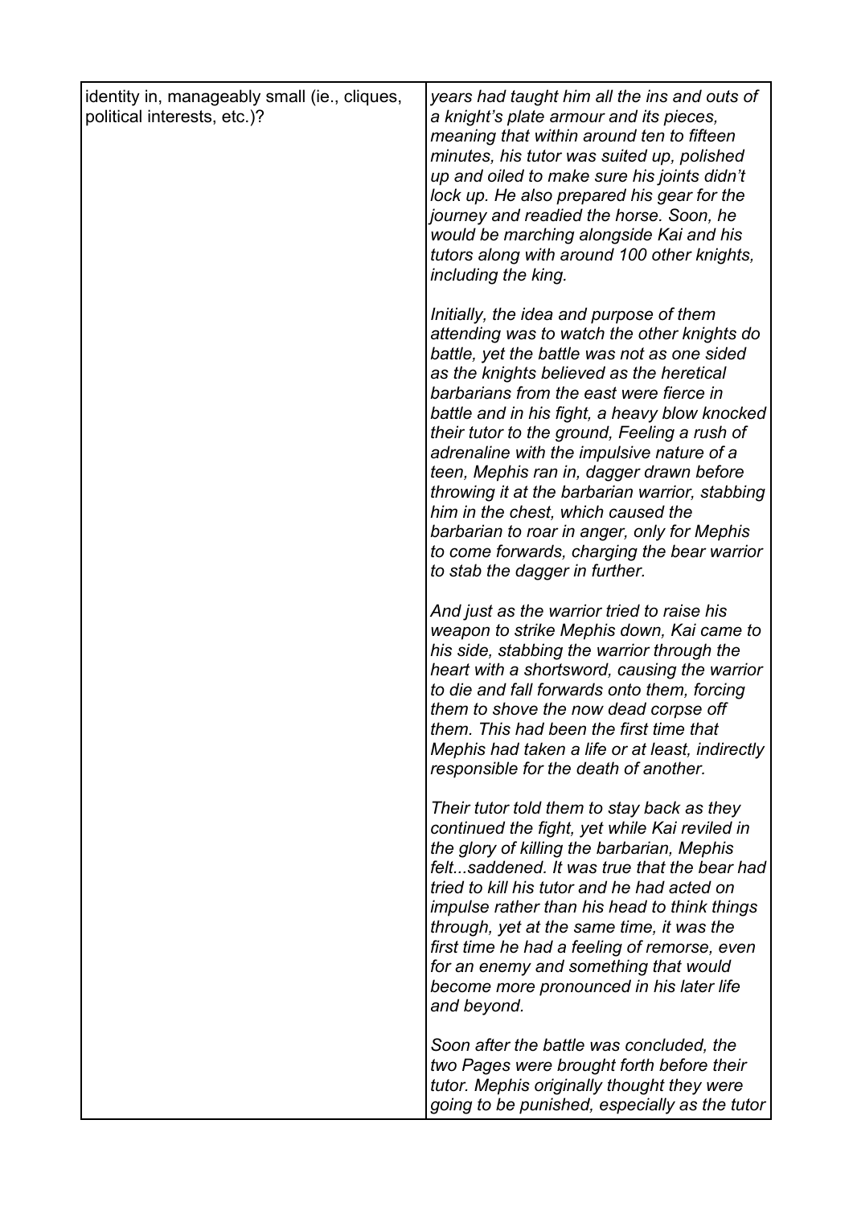| | |
|---|---|
| identity in, manageably small (ie., cliques, political interests, etc.)? | *years had taught him all the ins and outs of a knight's plate armour and its pieces, meaning that within around ten to fifteen minutes, his tutor was suited up, polished up and oiled to make sure his joints didn't lock up. He also prepared his gear for the journey and readied the horse. Soon, he would be marching alongside Kai and his tutors along with around 100 other knights, including the king.*<br><br>*Initially, the idea and purpose of them attending was to watch the other knights do battle, yet the battle was not as one sided as the knights believed as the heretical barbarians from the east were fierce in battle and in his fight, a heavy blow knocked their tutor to the ground, Feeling a rush of adrenaline with the impulsive nature of a teen, Mephis ran in, dagger drawn before throwing it at the barbarian warrior, stabbing him in the chest, which caused the barbarian to roar in anger, only for Mephis to come forwards, charging the bear warrior to stab the dagger in further.*<br><br>*And just as the warrior tried to raise his weapon to strike Mephis down, Kai came to his side, stabbing the warrior through the heart with a shortsword, causing the warrior to die and fall forwards onto them, forcing them to shove the now dead corpse off them. This had been the first time that Mephis had taken a life or at least, indirectly responsible for the death of another.*<br><br>*Their tutor told them to stay back as they continued the fight, yet while Kai reviled in the glory of killing the barbarian, Mephis felt...saddened. It was true that the bear had tried to kill his tutor and he had acted on impulse rather than his head to think things through, yet at the same time, it was the first time he had a feeling of remorse, even for an enemy and something that would become more pronounced in his later life and beyond.*<br><br>*Soon after the battle was concluded, the two Pages were brought forth before their tutor. Mephis originally thought they were going to be punished, especially as the tutor* |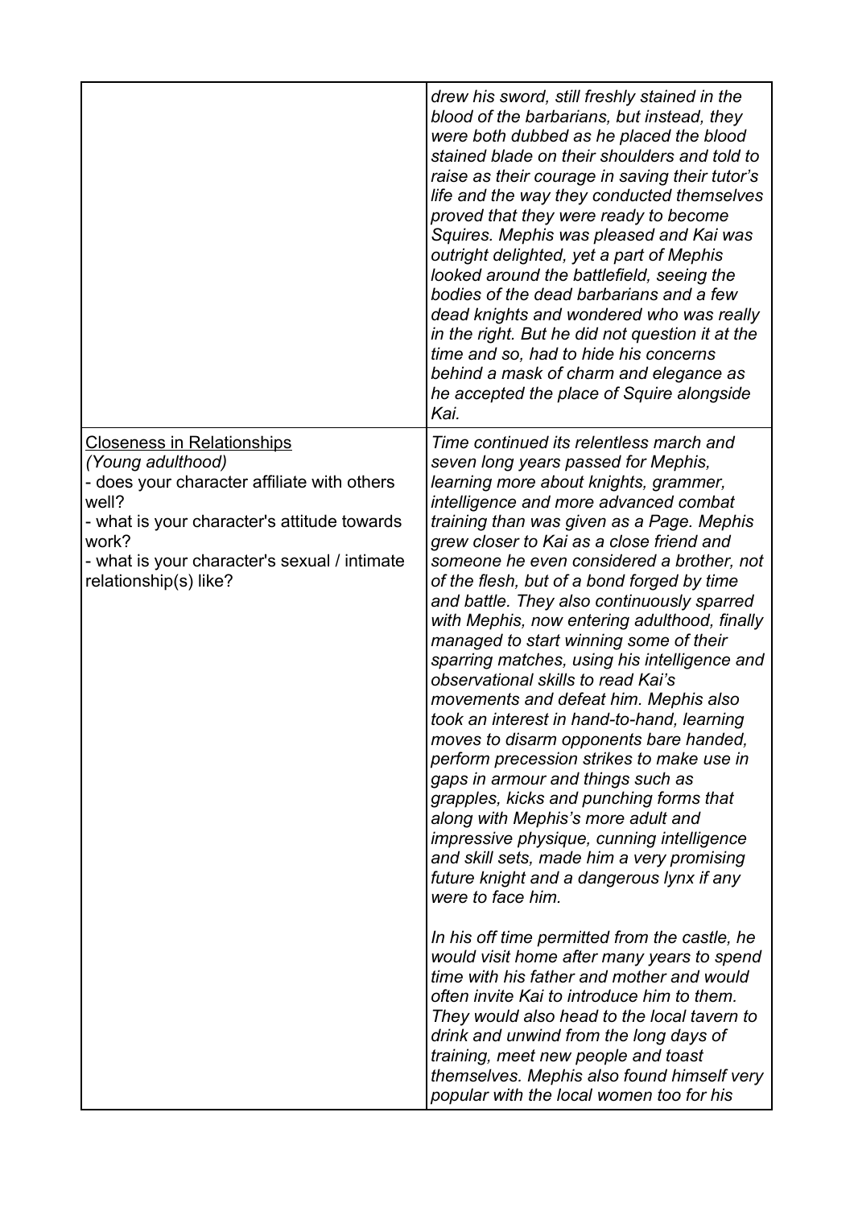| | |
|---|---|
| | *drew his sword, still freshly stained in the blood of the barbarians, but instead, they were both dubbed as he placed the blood stained blade on their shoulders and told to raise as their courage in saving their tutor's life and the way they conducted themselves proved that they were ready to become Squires. Mephis was pleased and Kai was outright delighted, yet a part of Mephis looked around the battlefield, seeing the bodies of the dead barbarians and a few dead knights and wondered who was really in the right. But he did not question it at the time and so, had to hide his concerns behind a mask of charm and elegance as he accepted the place of Squire alongside Kai.* |
| <u>Closeness in Relationships</u><br>*(Young adulthood)*<br>- does your character affiliate with others well?<br>- what is your character's attitude towards work?<br>- what is your character's sexual / intimate relationship(s) like? | *Time continued its relentless march and seven long years passed for Mephis, learning more about knights, grammer, intelligence and more advanced combat training than was given as a Page. Mephis grew closer to Kai as a close friend and someone he even considered a brother, not of the flesh, but of a bond forged by time and battle. They also continuously sparred with Mephis, now entering adulthood, finally managed to start winning some of their sparring matches, using his intelligence and observational skills to read Kai's movements and defeat him. Mephis also took an interest in hand-to-hand, learning moves to disarm opponents bare handed, perform precession strikes to make use in gaps in armour and things such as grapples, kicks and punching forms that along with Mephis's more adult and impressive physique, cunning intelligence and skill sets, made him a very promising future knight and a dangerous lynx if any were to face him.*<br><br>*In his off time permitted from the castle, he would visit home after many years to spend time with his father and mother and would often invite Kai to introduce him to them. They would also head to the local tavern to drink and unwind from the long days of training, meet new people and toast themselves. Mephis also found himself very popular with the local women too for his* |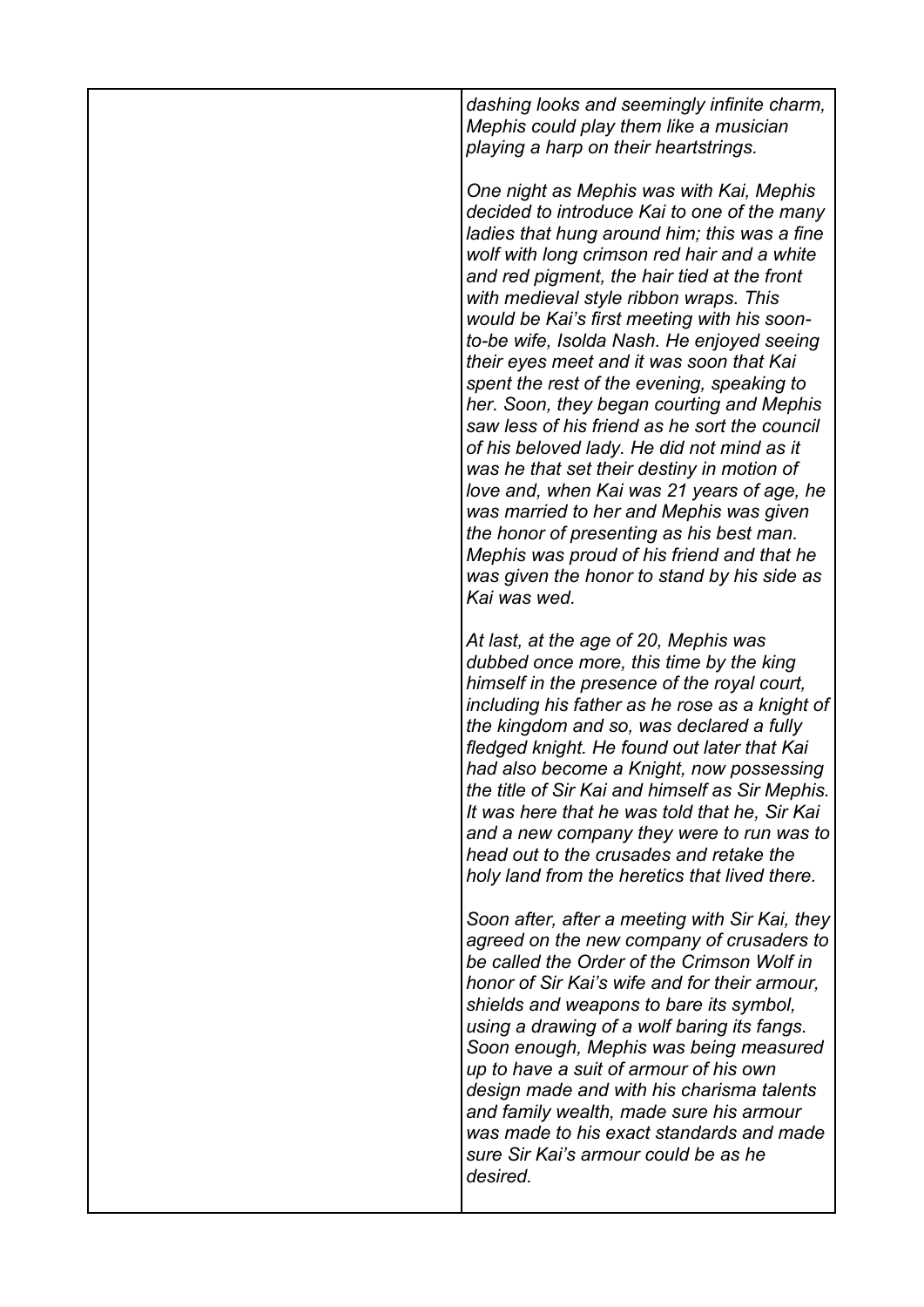*dashing looks and seemingly infinite charm, Mephis could play them like a musician playing a harp on their heartstrings.*

*One night as Mephis was with Kai, Mephis decided to introduce Kai to one of the many ladies that hung around him; this was a fine wolf with long crimson red hair and a white and red pigment, the hair tied at the front with medieval style ribbon wraps. This would be Kai's first meeting with his soon-to-be wife, Isolda Nash. He enjoyed seeing their eyes meet and it was soon that Kai spent the rest of the evening, speaking to her. Soon, they began courting and Mephis saw less of his friend as he sort the council of his beloved lady. He did not mind as it was he that set their destiny in motion of love and, when Kai was 21 years of age, he was married to her and Mephis was given the honor of presenting as his best man. Mephis was proud of his friend and that he was given the honor to stand by his side as Kai was wed.*

*At last, at the age of 20, Mephis was dubbed once more, this time by the king himself in the presence of the royal court, including his father as he rose as a knight of the kingdom and so, was declared a fully fledged knight. He found out later that Kai had also become a Knight, now possessing the title of Sir Kai and himself as Sir Mephis. It was here that he was told that he, Sir Kai and a new company they were to run was to head out to the crusades and retake the holy land from the heretics that lived there.*

*Soon after, after a meeting with Sir Kai, they agreed on the new company of crusaders to be called the Order of the Crimson Wolf in honor of Sir Kai's wife and for their armour, shields and weapons to bare its symbol, using a drawing of a wolf baring its fangs. Soon enough, Mephis was being measured up to have a suit of armour of his own design made and with his charisma talents and family wealth, made sure his armour was made to his exact standards and made sure Sir Kai's armour could be as he desired.*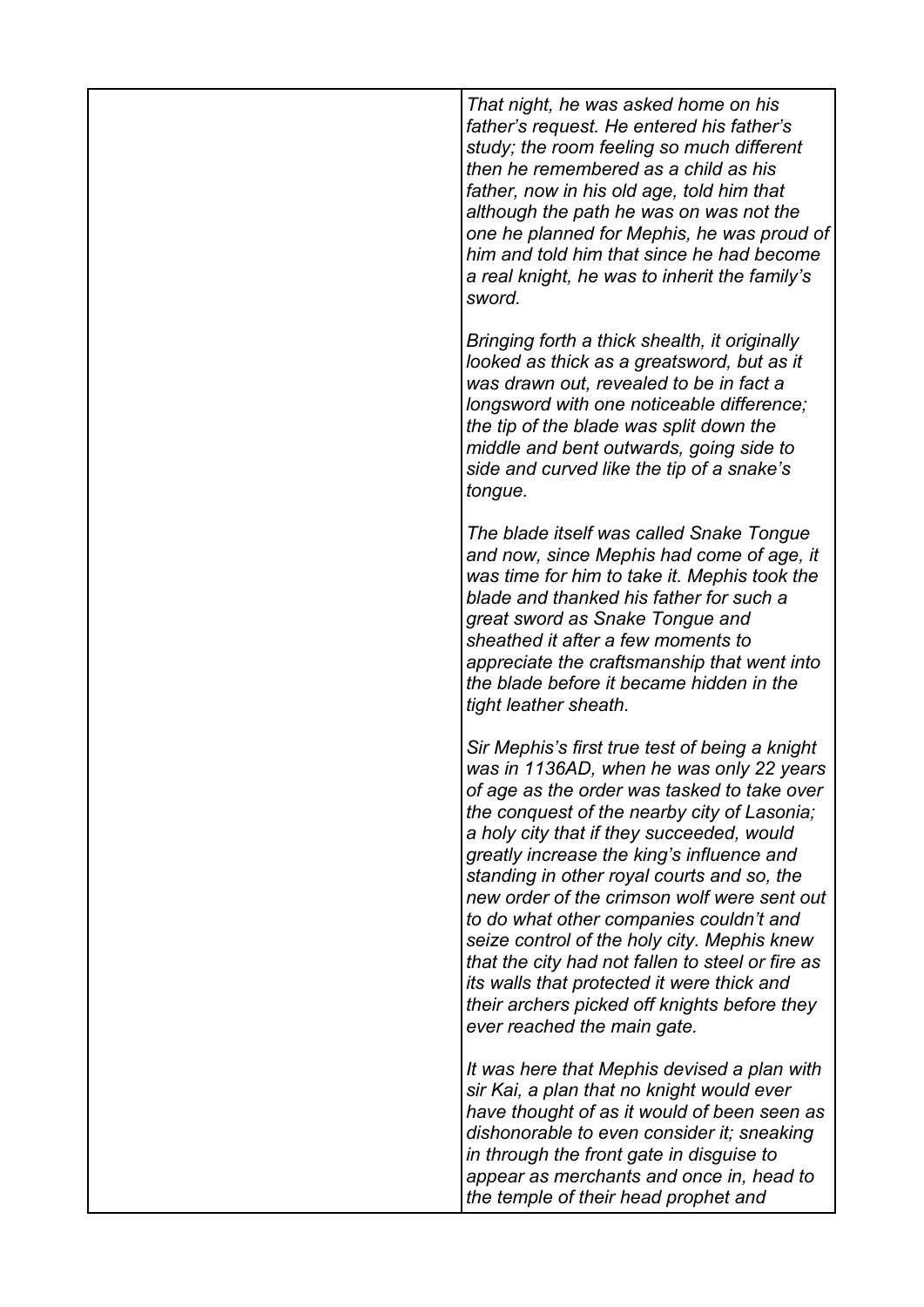| | |
|---|---|
| | *That night, he was asked home on his father's request. He entered his father's study; the room feeling so much different then he remembered as a child as his father, now in his old age, told him that although the path he was on was not the one he planned for Mephis, he was proud of him and told him that since he had become a real knight, he was to inherit the family's sword.*<br><br>*Bringing forth a thick shealth, it originally looked as thick as a greatsword, but as it was drawn out, revealed to be in fact a longsword with one noticeable difference; the tip of the blade was split down the middle and bent outwards, going side to side and curved like the tip of a snake's tongue.*<br><br>*The blade itself was called Snake Tongue and now, since Mephis had come of age, it was time for him to take it. Mephis took the blade and thanked his father for such a great sword as Snake Tongue and sheathed it after a few moments to appreciate the craftsmanship that went into the blade before it became hidden in the tight leather sheath.*<br><br>*Sir Mephis's first true test of being a knight was in 1136AD, when he was only 22 years of age as the order was tasked to take over the conquest of the nearby city of Lasonia; a holy city that if they succeeded, would greatly increase the king's influence and standing in other royal courts and so, the new order of the crimson wolf were sent out to do what other companies couldn't and seize control of the holy city. Mephis knew that the city had not fallen to steel or fire as its walls that protected it were thick and their archers picked off knights before they ever reached the main gate.*<br><br>*It was here that Mephis devised a plan with sir Kai, a plan that no knight would ever have thought of as it would of been seen as dishonorable to even consider it; sneaking in through the front gate in disguise to appear as merchants and once in, head to the temple of their head prophet and* |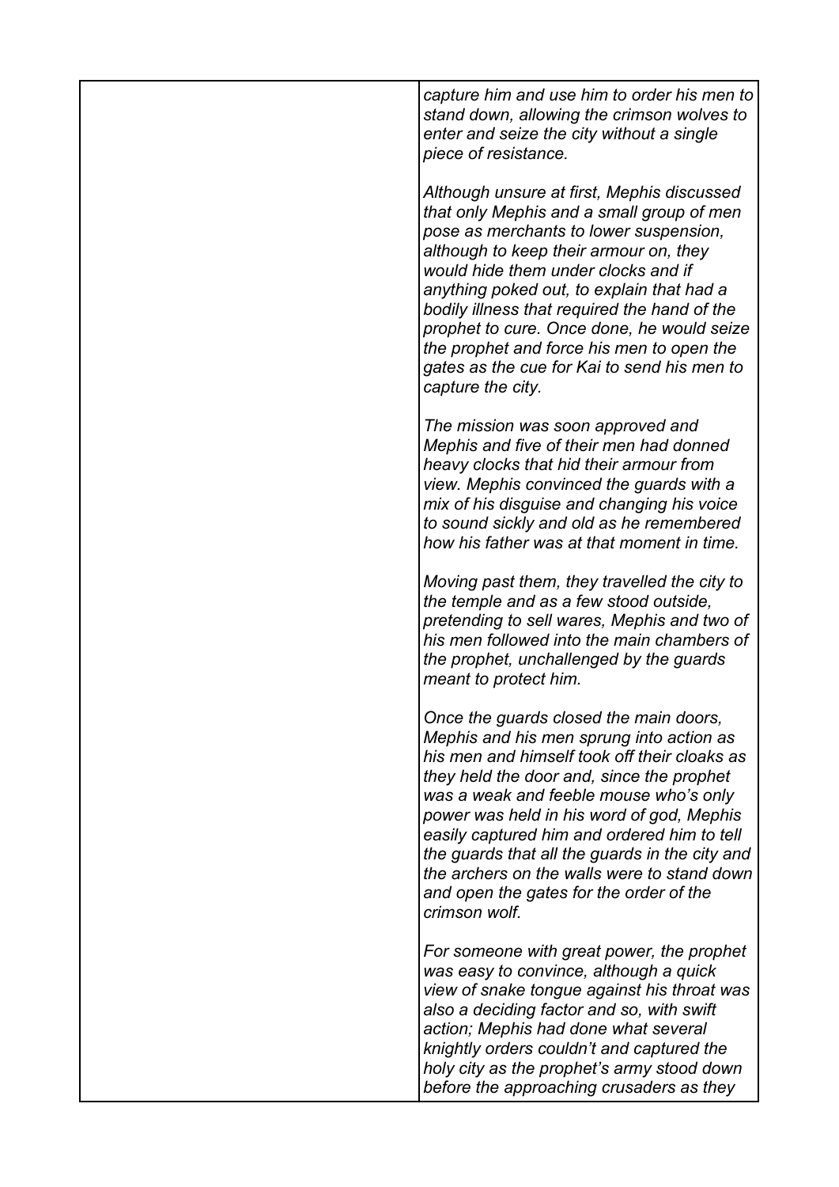| | |
|---|---|
| | *capture him and use him to order his men to stand down, allowing the crimson wolves to enter and seize the city without a single piece of resistance.*<br><br>*Although unsure at first, Mephis discussed that only Mephis and a small group of men pose as merchants to lower suspension, although to keep their armour on, they would hide them under clocks and if anything poked out, to explain that had a bodily illness that required the hand of the prophet to cure. Once done, he would seize the prophet and force his men to open the gates as the cue for Kai to send his men to capture the city.*<br><br>*The mission was soon approved and Mephis and five of their men had donned heavy clocks that hid their armour from view. Mephis convinced the guards with a mix of his disguise and changing his voice to sound sickly and old as he remembered how his father was at that moment in time.*<br><br>*Moving past them, they travelled the city to the temple and as a few stood outside, pretending to sell wares, Mephis and two of his men followed into the main chambers of the prophet, unchallenged by the guards meant to protect him.*<br><br>*Once the guards closed the main doors, Mephis and his men sprung into action as his men and himself took off their cloaks as they held the door and, since the prophet was a weak and feeble mouse who's only power was held in his word of god, Mephis easily captured him and ordered him to tell the guards that all the guards in the city and the archers on the walls were to stand down and open the gates for the order of the crimson wolf.*<br><br>*For someone with great power, the prophet was easy to convince, although a quick view of snake tongue against his throat was also a deciding factor and so, with swift action; Mephis had done what several knightly orders couldn't and captured the holy city as the prophet's army stood down before the approaching crusaders as they* |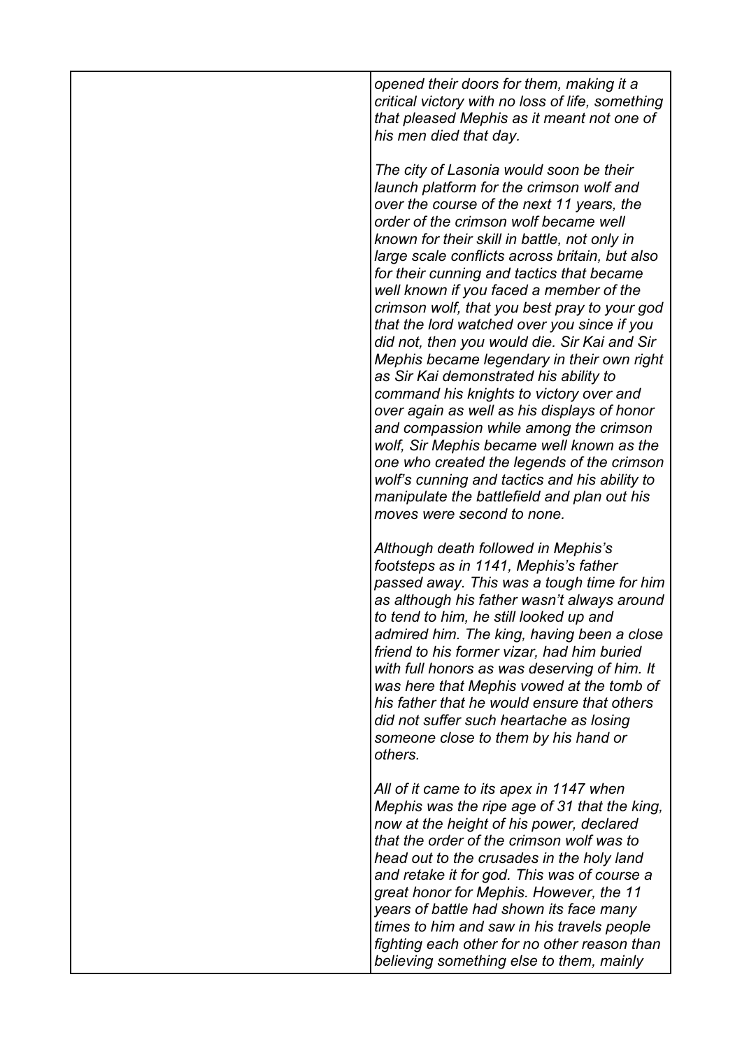| | *opened their doors for them, making it a critical victory with no loss of life, something that pleased Mephis as it meant not one of his men died that day.*<br><br>*The city of Lasonia would soon be their launch platform for the crimson wolf and over the course of the next 11 years, the order of the crimson wolf became well known for their skill in battle, not only in large scale conflicts across britain, but also for their cunning and tactics that became well known if you faced a member of the crimson wolf, that you best pray to your god that the lord watched over you since if you did not, then you would die. Sir Kai and Sir Mephis became legendary in their own right as Sir Kai demonstrated his ability to command his knights to victory over and over again as well as his displays of honor and compassion while among the crimson wolf, Sir Mephis became well known as the one who created the legends of the crimson wolf's cunning and tactics and his ability to manipulate the battlefield and plan out his moves were second to none.*<br><br>*Although death followed in Mephis's footsteps as in 1141, Mephis's father passed away. This was a tough time for him as although his father wasn't always around to tend to him, he still looked up and admired him. The king, having been a close friend to his former vizar, had him buried with full honors as was deserving of him. It was here that Mephis vowed at the tomb of his father that he would ensure that others did not suffer such heartache as losing someone close to them by his hand or others.*<br><br>*All of it came to its apex in 1147 when Mephis was the ripe age of 31 that the king, now at the height of his power, declared that the order of the crimson wolf was to head out to the crusades in the holy land and retake it for god. This was of course a great honor for Mephis. However, the 11 years of battle had shown its face many times to him and saw in his travels people fighting each other for no other reason than believing something else to them, mainly* |
|---|---|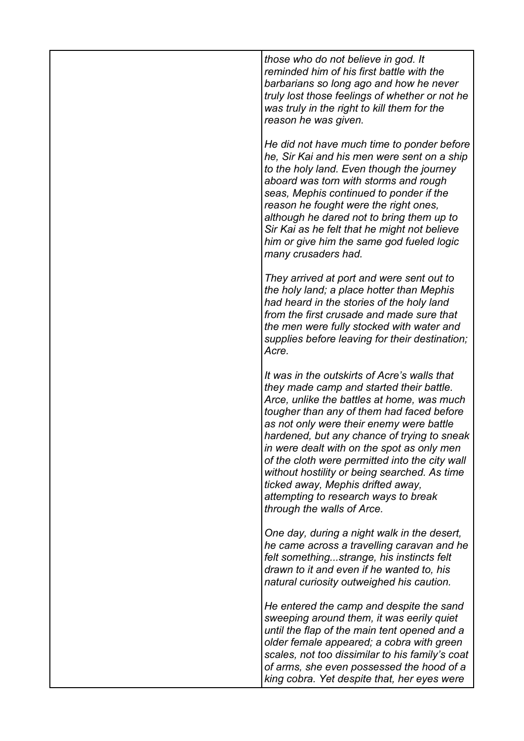| | *those who do not believe in god. It reminded him of his first battle with the barbarians so long ago and how he never truly lost those feelings of whether or not he was truly in the right to kill them for the reason he was given.*<br><br>*He did not have much time to ponder before he, Sir Kai and his men were sent on a ship to the holy land. Even though the journey aboard was torn with storms and rough seas, Mephis continued to ponder if the reason he fought were the right ones, although he dared not to bring them up to Sir Kai as he felt that he might not believe him or give him the same god fueled logic many crusaders had.*<br><br>*They arrived at port and were sent out to the holy land; a place hotter than Mephis had heard in the stories of the holy land from the first crusade and made sure that the men were fully stocked with water and supplies before leaving for their destination; Acre.*<br><br>*It was in the outskirts of Acre's walls that they made camp and started their battle. Arce, unlike the battles at home, was much tougher than any of them had faced before as not only were their enemy were battle hardened, but any chance of trying to sneak in were dealt with on the spot as only men of the cloth were permitted into the city wall without hostility or being searched. As time ticked away, Mephis drifted away, attempting to research ways to break through the walls of Arce.*<br><br>*One day, during a night walk in the desert, he came across a travelling caravan and he felt something...strange, his instincts felt drawn to it and even if he wanted to, his natural curiosity outweighed his caution.*<br><br>*He entered the camp and despite the sand sweeping around them, it was eerily quiet until the flap of the main tent opened and a older female appeared; a cobra with green scales, not too dissimilar to his family's coat of arms, she even possessed the hood of a king cobra. Yet despite that, her eyes were* |
|---|---|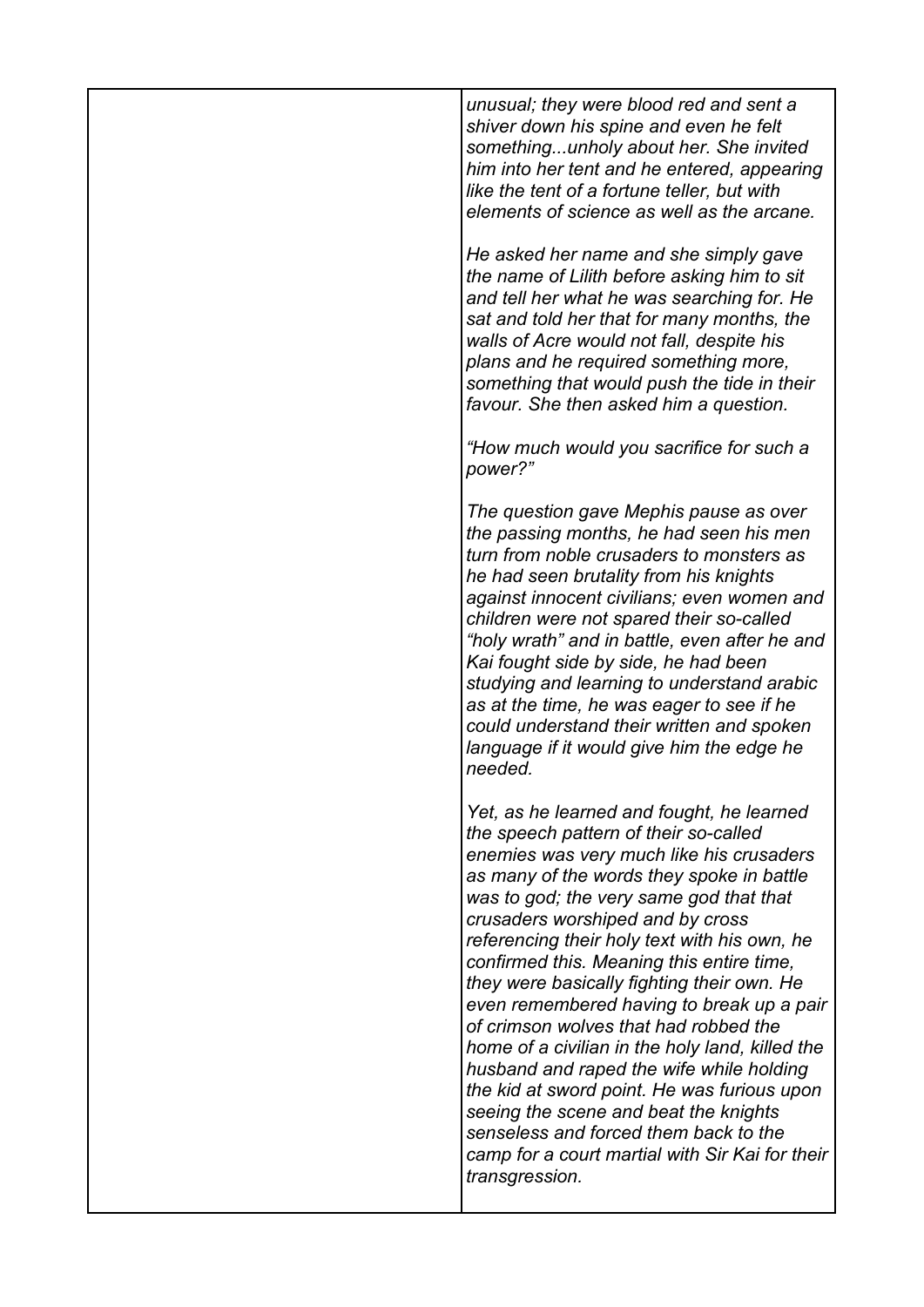*unusual; they were blood red and sent a shiver down his spine and even he felt something...unholy about her. She invited him into her tent and he entered, appearing like the tent of a fortune teller, but with elements of science as well as the arcane.*

*He asked her name and she simply gave the name of Lilith before asking him to sit and tell her what he was searching for. He sat and told her that for many months, the walls of Acre would not fall, despite his plans and he required something more, something that would push the tide in their favour. She then asked him a question.*

*"How much would you sacrifice for such a power?"*

*The question gave Mephis pause as over the passing months, he had seen his men turn from noble crusaders to monsters as he had seen brutality from his knights against innocent civilians; even women and children were not spared their so-called "holy wrath" and in battle, even after he and Kai fought side by side, he had been studying and learning to understand arabic as at the time, he was eager to see if he could understand their written and spoken language if it would give him the edge he needed.*

*Yet, as he learned and fought, he learned the speech pattern of their so-called enemies was very much like his crusaders as many of the words they spoke in battle was to god; the very same god that that crusaders worshiped and by cross referencing their holy text with his own, he confirmed this. Meaning this entire time, they were basically fighting their own. He even remembered having to break up a pair of crimson wolves that had robbed the home of a civilian in the holy land, killed the husband and raped the wife while holding the kid at sword point. He was furious upon seeing the scene and beat the knights senseless and forced them back to the camp for a court martial with Sir Kai for their transgression.*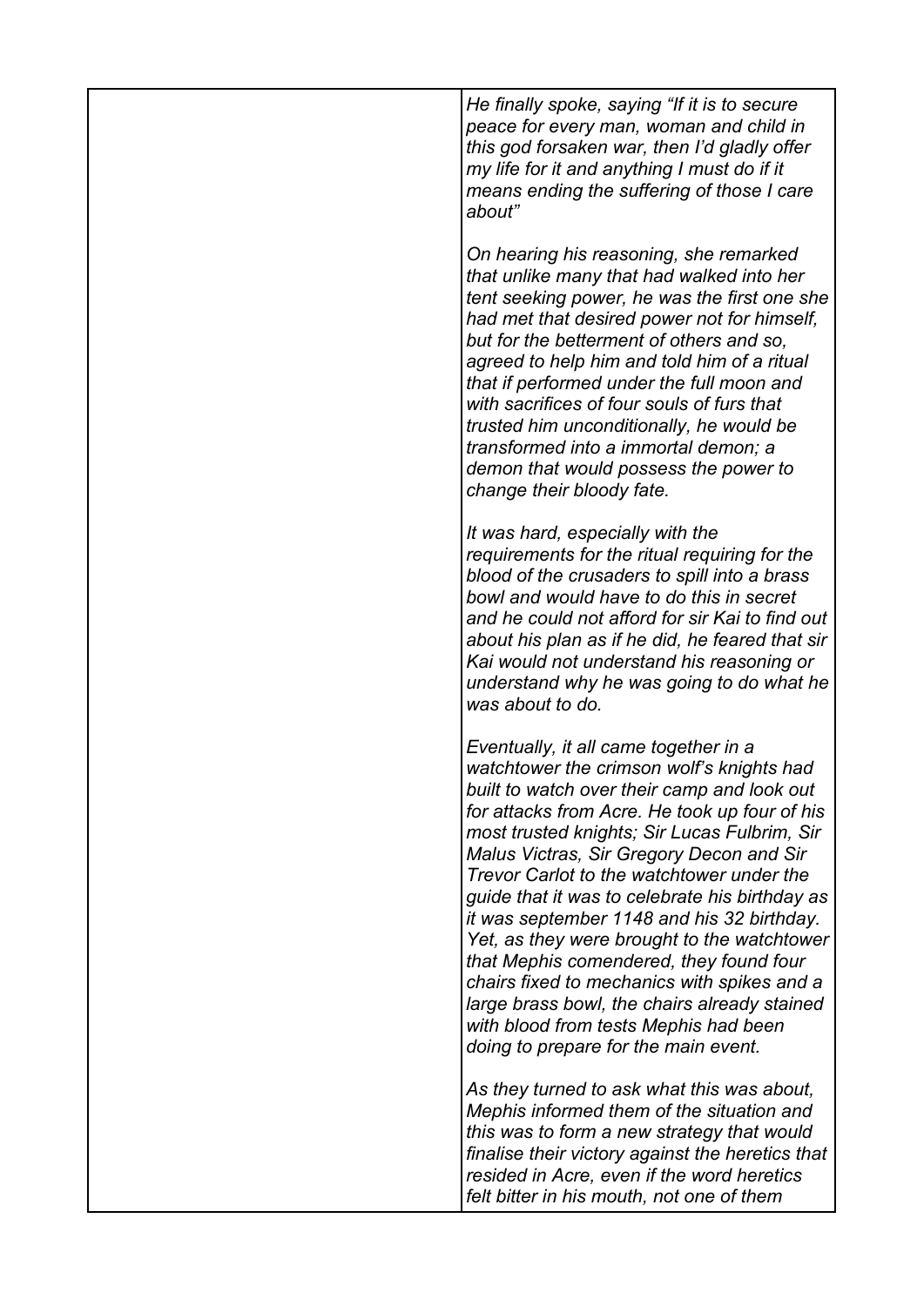| | *He finally spoke, saying "If it is to secure peace for every man, woman and child in this god forsaken war, then I'd gladly offer my life for it and anything I must do if it means ending the suffering of those I care about"*<br><br>*On hearing his reasoning, she remarked that unlike many that had walked into her tent seeking power, he was the first one she had met that desired power not for himself, but for the betterment of others and so, agreed to help him and told him of a ritual that if performed under the full moon and with sacrifices of four souls of furs that trusted him unconditionally, he would be transformed into a immortal demon; a demon that would possess the power to change their bloody fate.*<br><br>*It was hard, especially with the requirements for the ritual requiring for the blood of the crusaders to spill into a brass bowl and would have to do this in secret and he could not afford for sir Kai to find out about his plan as if he did, he feared that sir Kai would not understand his reasoning or understand why he was going to do what he was about to do.*<br><br>*Eventually, it all came together in a watchtower the crimson wolf's knights had built to watch over their camp and look out for attacks from Acre. He took up four of his most trusted knights; Sir Lucas Fulbrim, Sir Malus Victras, Sir Gregory Decon and Sir Trevor Carlot to the watchtower under the guide that it was to celebrate his birthday as it was september 1148 and his 32 birthday. Yet, as they were brought to the watchtower that Mephis comendered, they found four chairs fixed to mechanics with spikes and a large brass bowl, the chairs already stained with blood from tests Mephis had been doing to prepare for the main event.*<br><br>*As they turned to ask what this was about, Mephis informed them of the situation and this was to form a new strategy that would finalise their victory against the heretics that resided in Acre, even if the word heretics felt bitter in his mouth, not one of them* |
|---|---|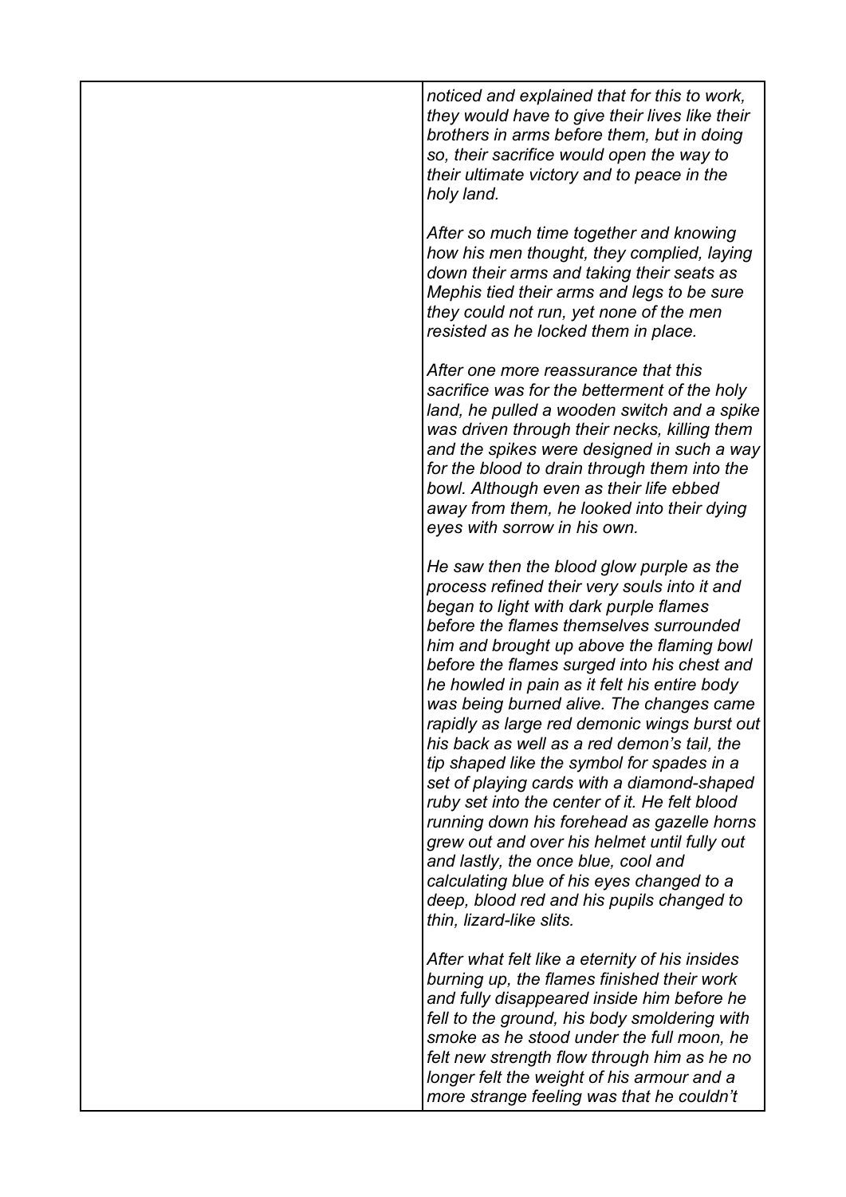| | *noticed and explained that for this to work, they would have to give their lives like their brothers in arms before them, but in doing so, their sacrifice would open the way to their ultimate victory and to peace in the holy land.*<br><br>*After so much time together and knowing how his men thought, they complied, laying down their arms and taking their seats as Mephis tied their arms and legs to be sure they could not run, yet none of the men resisted as he locked them in place.*<br><br>*After one more reassurance that this sacrifice was for the betterment of the holy land, he pulled a wooden switch and a spike was driven through their necks, killing them and the spikes were designed in such a way for the blood to drain through them into the bowl. Although even as their life ebbed away from them, he looked into their dying eyes with sorrow in his own.*<br><br>*He saw then the blood glow purple as the process refined their very souls into it and began to light with dark purple flames before the flames themselves surrounded him and brought up above the flaming bowl before the flames surged into his chest and he howled in pain as it felt his entire body was being burned alive. The changes came rapidly as large red demonic wings burst out his back as well as a red demon's tail, the tip shaped like the symbol for spades in a set of playing cards with a diamond-shaped ruby set into the center of it. He felt blood running down his forehead as gazelle horns grew out and over his helmet until fully out and lastly, the once blue, cool and calculating blue of his eyes changed to a deep, blood red and his pupils changed to thin, lizard-like slits.*<br><br>*After what felt like a eternity of his insides burning up, the flames finished their work and fully disappeared inside him before he fell to the ground, his body smoldering with smoke as he stood under the full moon, he felt new strength flow through him as he no longer felt the weight of his armour and a more strange feeling was that he couldn't* |
|---|---|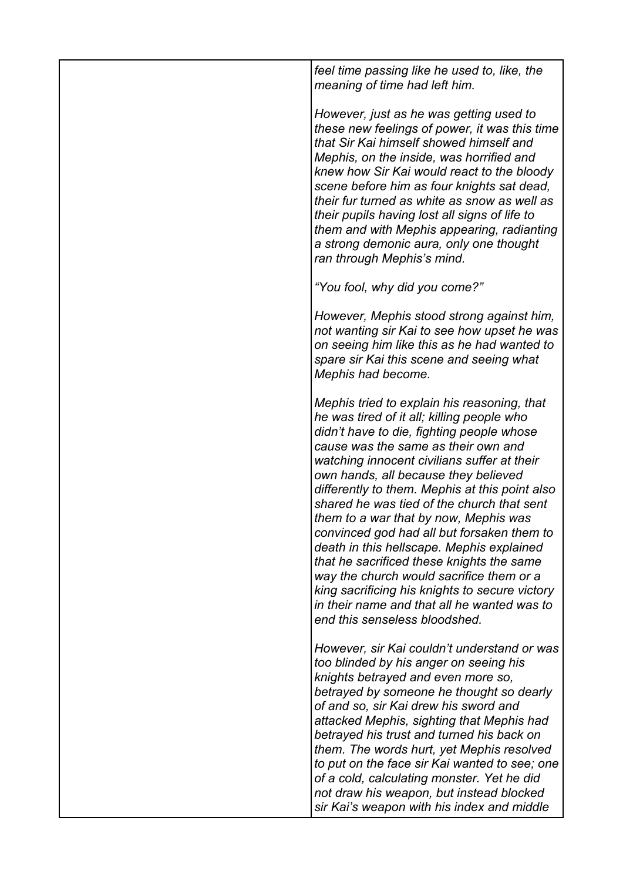| | *feel time passing like he used to, like, the meaning of time had left him.*<br><br>*However, just as he was getting used to these new feelings of power, it was this time that Sir Kai himself showed himself and Mephis, on the inside, was horrified and knew how Sir Kai would react to the bloody scene before him as four knights sat dead, their fur turned as white as snow as well as their pupils having lost all signs of life to them and with Mephis appearing, radianting a strong demonic aura, only one thought ran through Mephis's mind.*<br><br>*"You fool, why did you come?"*<br><br>*However, Mephis stood strong against him, not wanting sir Kai to see how upset he was on seeing him like this as he had wanted to spare sir Kai this scene and seeing what Mephis had become.*<br><br>*Mephis tried to explain his reasoning, that he was tired of it all; killing people who didn't have to die, fighting people whose cause was the same as their own and watching innocent civilians suffer at their own hands, all because they believed differently to them. Mephis at this point also shared he was tied of the church that sent them to a war that by now, Mephis was convinced god had all but forsaken them to death in this hellscape. Mephis explained that he sacrificed these knights the same way the church would sacrifice them or a king sacrificing his knights to secure victory in their name and that all he wanted was to end this senseless bloodshed.*<br><br>*However, sir Kai couldn't understand or was too blinded by his anger on seeing his knights betrayed and even more so, betrayed by someone he thought so dearly of and so, sir Kai drew his sword and attacked Mephis, sighting that Mephis had betrayed his trust and turned his back on them. The words hurt, yet Mephis resolved to put on the face sir Kai wanted to see; one of a cold, calculating monster. Yet he did not draw his weapon, but instead blocked sir Kai's weapon with his index and middle* |
|---|---|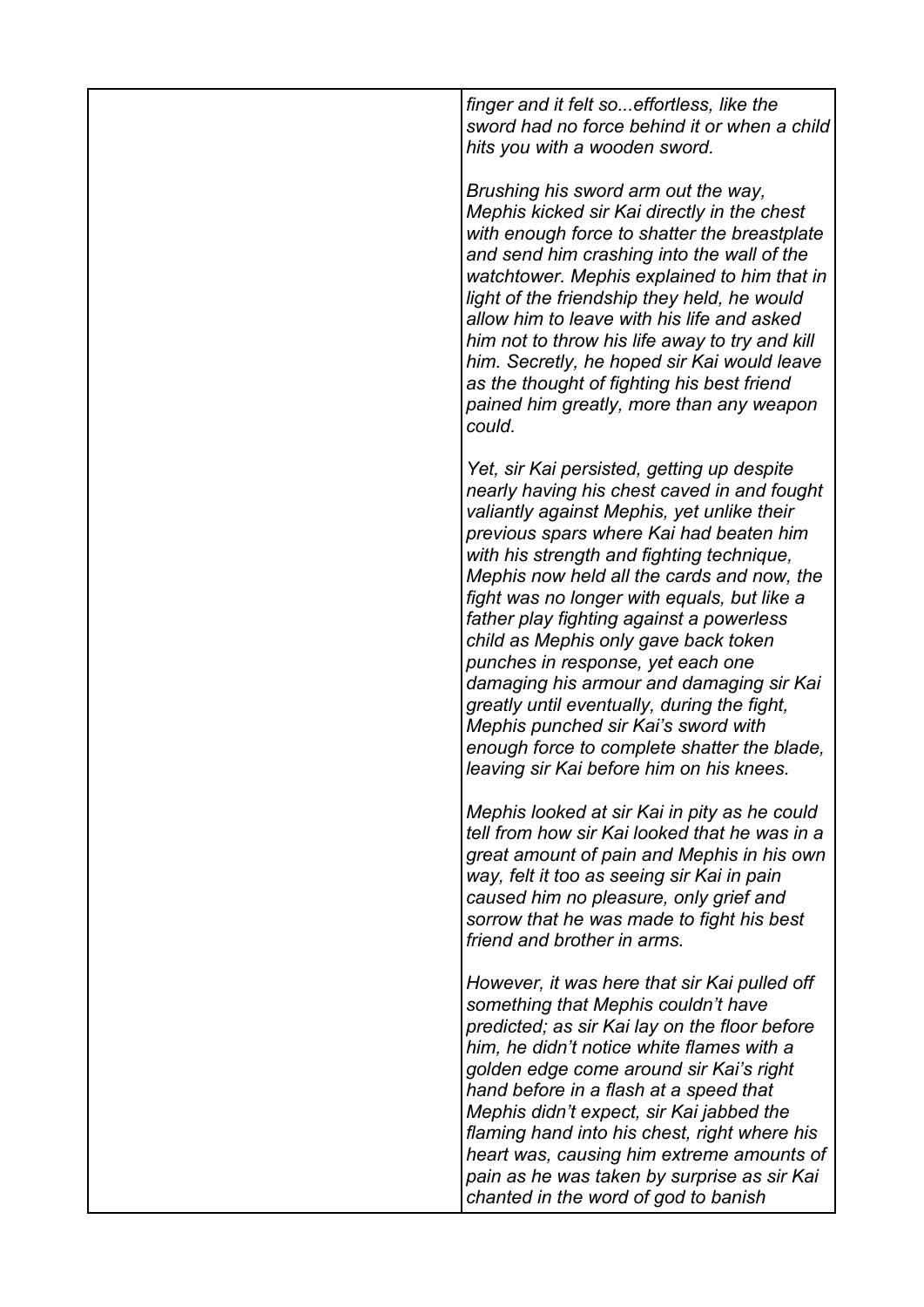| | *finger and it felt so...effortless, like the sword had no force behind it or when a child hits you with a wooden sword.*<br><br>*Brushing his sword arm out the way, Mephis kicked sir Kai directly in the chest with enough force to shatter the breastplate and send him crashing into the wall of the watchtower. Mephis explained to him that in light of the friendship they held, he would allow him to leave with his life and asked him not to throw his life away to try and kill him. Secretly, he hoped sir Kai would leave as the thought of fighting his best friend pained him greatly, more than any weapon could.*<br><br>*Yet, sir Kai persisted, getting up despite nearly having his chest caved in and fought valiantly against Mephis, yet unlike their previous spars where Kai had beaten him with his strength and fighting technique, Mephis now held all the cards and now, the fight was no longer with equals, but like a father play fighting against a powerless child as Mephis only gave back token punches in response, yet each one damaging his armour and damaging sir Kai greatly until eventually, during the fight, Mephis punched sir Kai's sword with enough force to complete shatter the blade, leaving sir Kai before him on his knees.*<br><br>*Mephis looked at sir Kai in pity as he could tell from how sir Kai looked that he was in a great amount of pain and Mephis in his own way, felt it too as seeing sir Kai in pain caused him no pleasure, only grief and sorrow that he was made to fight his best friend and brother in arms.*<br><br>*However, it was here that sir Kai pulled off something that Mephis couldn't have predicted; as sir Kai lay on the floor before him, he didn't notice white flames with a golden edge come around sir Kai's right hand before in a flash at a speed that Mephis didn't expect, sir Kai jabbed the flaming hand into his chest, right where his heart was, causing him extreme amounts of pain as he was taken by surprise as sir Kai chanted in the word of god to banish* |
|---|---|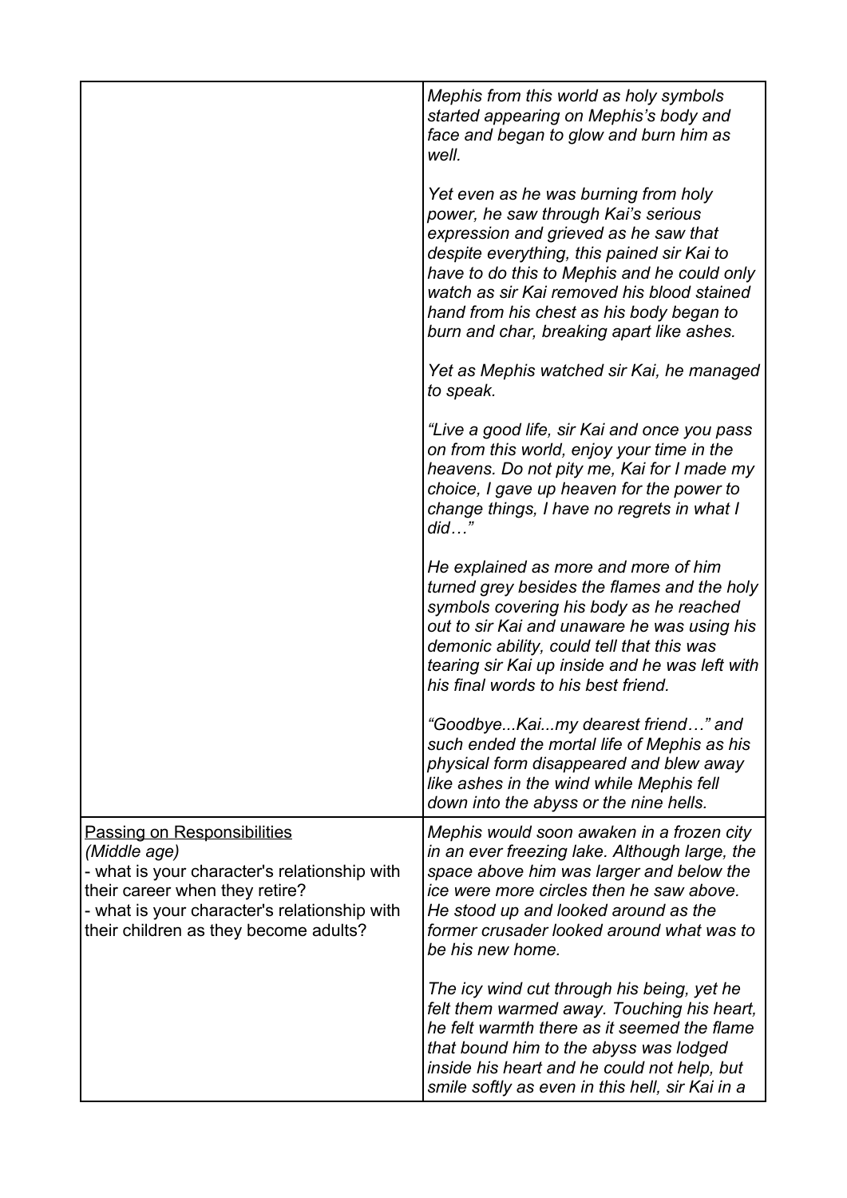| | |
|---|---|
| | *Mephis from this world as holy symbols started appearing on Mephis's body and face and began to glow and burn him as well.*<br><br>*Yet even as he was burning from holy power, he saw through Kai's serious expression and grieved as he saw that despite everything, this pained sir Kai to have to do this to Mephis and he could only watch as sir Kai removed his blood stained hand from his chest as his body began to burn and char, breaking apart like ashes.*<br><br>*Yet as Mephis watched sir Kai, he managed to speak.*<br><br>*"Live a good life, sir Kai and once you pass on from this world, enjoy your time in the heavens. Do not pity me, Kai for I made my choice, I gave up heaven for the power to change things, I have no regrets in what I did…"*<br><br>*He explained as more and more of him turned grey besides the flames and the holy symbols covering his body as he reached out to sir Kai and unaware he was using his demonic ability, could tell that this was tearing sir Kai up inside and he was left with his final words to his best friend.*<br><br>*"Goodbye...Kai...my dearest friend…" and such ended the mortal life of Mephis as his physical form disappeared and blew away like ashes in the wind while Mephis fell down into the abyss or the nine hells.* |
| <u>Passing on Responsibilities</u><br>*(Middle age)*<br>- what is your character's relationship with their career when they retire?<br>- what is your character's relationship with their children as they become adults? | *Mephis would soon awaken in a frozen city in an ever freezing lake. Although large, the space above him was larger and below the ice were more circles then he saw above. He stood up and looked around as the former crusader looked around what was to be his new home.*<br><br>*The icy wind cut through his being, yet he felt them warmed away. Touching his heart, he felt warmth there as it seemed the flame that bound him to the abyss was lodged inside his heart and he could not help, but smile softly as even in this hell, sir Kai in a* |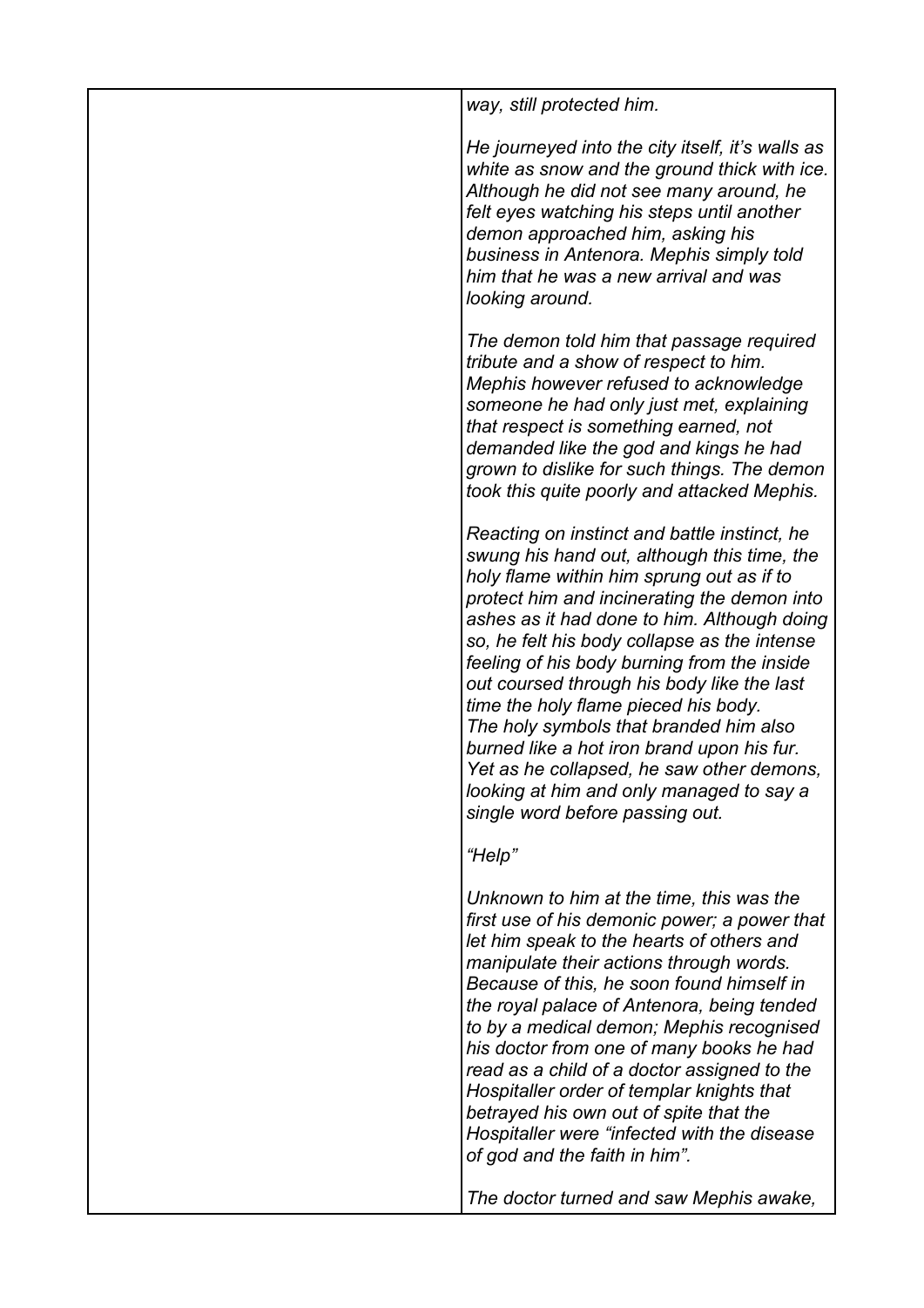| | *way, still protected him.*<br><br>*He journeyed into the city itself, it's walls as white as snow and the ground thick with ice. Although he did not see many around, he felt eyes watching his steps until another demon approached him, asking his business in Antenora. Mephis simply told him that he was a new arrival and was looking around.*<br><br>*The demon told him that passage required tribute and a show of respect to him. Mephis however refused to acknowledge someone he had only just met, explaining that respect is something earned, not demanded like the god and kings he had grown to dislike for such things. The demon took this quite poorly and attacked Mephis.*<br><br>*Reacting on instinct and battle instinct, he swung his hand out, although this time, the holy flame within him sprung out as if to protect him and incinerating the demon into ashes as it had done to him. Although doing so, he felt his body collapse as the intense feeling of his body burning from the inside out coursed through his body like the last time the holy flame pieced his body. The holy symbols that branded him also burned like a hot iron brand upon his fur. Yet as he collapsed, he saw other demons, looking at him and only managed to say a single word before passing out.*<br><br>*"Help"*<br><br>*Unknown to him at the time, this was the first use of his demonic power; a power that let him speak to the hearts of others and manipulate their actions through words. Because of this, he soon found himself in the royal palace of Antenora, being tended to by a medical demon; Mephis recognised his doctor from one of many books he had read as a child of a doctor assigned to the Hospitaller order of templar knights that betrayed his own out of spite that the Hospitaller were "infected with the disease of god and the faith in him".*<br><br>*The doctor turned and saw Mephis awake,* |
|---|---|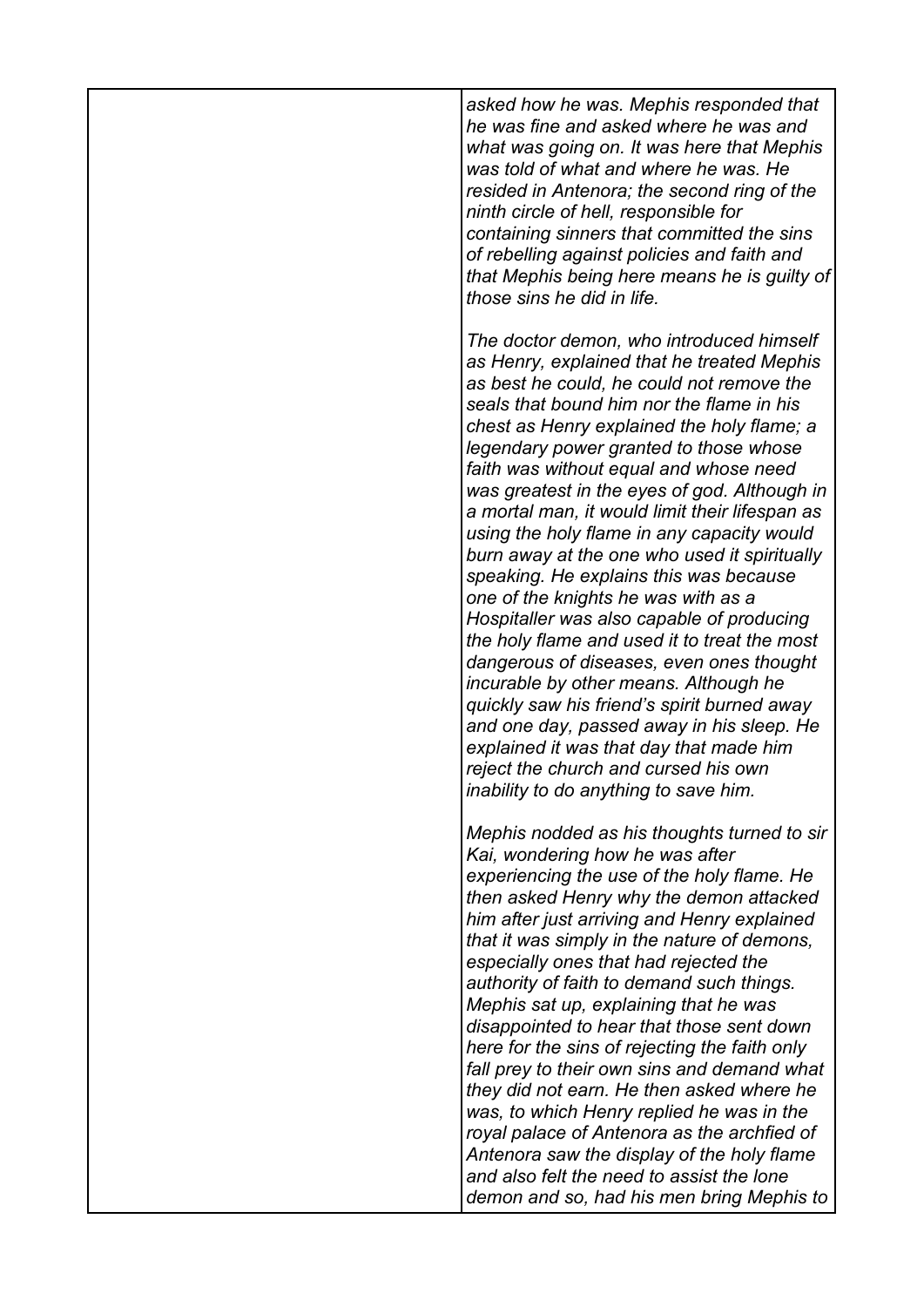*asked how he was. Mephis responded that he was fine and asked where he was and what was going on. It was here that Mephis was told of what and where he was. He resided in Antenora; the second ring of the ninth circle of hell, responsible for containing sinners that committed the sins of rebelling against policies and faith and that Mephis being here means he is guilty of those sins he did in life.*

*The doctor demon, who introduced himself as Henry, explained that he treated Mephis as best he could, he could not remove the seals that bound him nor the flame in his chest as Henry explained the holy flame; a legendary power granted to those whose faith was without equal and whose need was greatest in the eyes of god. Although in a mortal man, it would limit their lifespan as using the holy flame in any capacity would burn away at the one who used it spiritually speaking. He explains this was because one of the knights he was with as a Hospitaller was also capable of producing the holy flame and used it to treat the most dangerous of diseases, even ones thought incurable by other means. Although he quickly saw his friend's spirit burned away and one day, passed away in his sleep. He explained it was that day that made him reject the church and cursed his own inability to do anything to save him.*

*Mephis nodded as his thoughts turned to sir Kai, wondering how he was after experiencing the use of the holy flame. He then asked Henry why the demon attacked him after just arriving and Henry explained that it was simply in the nature of demons, especially ones that had rejected the authority of faith to demand such things. Mephis sat up, explaining that he was disappointed to hear that those sent down here for the sins of rejecting the faith only fall prey to their own sins and demand what they did not earn. He then asked where he was, to which Henry replied he was in the royal palace of Antenora as the archfied of Antenora saw the display of the holy flame and also felt the need to assist the lone demon and so, had his men bring Mephis to*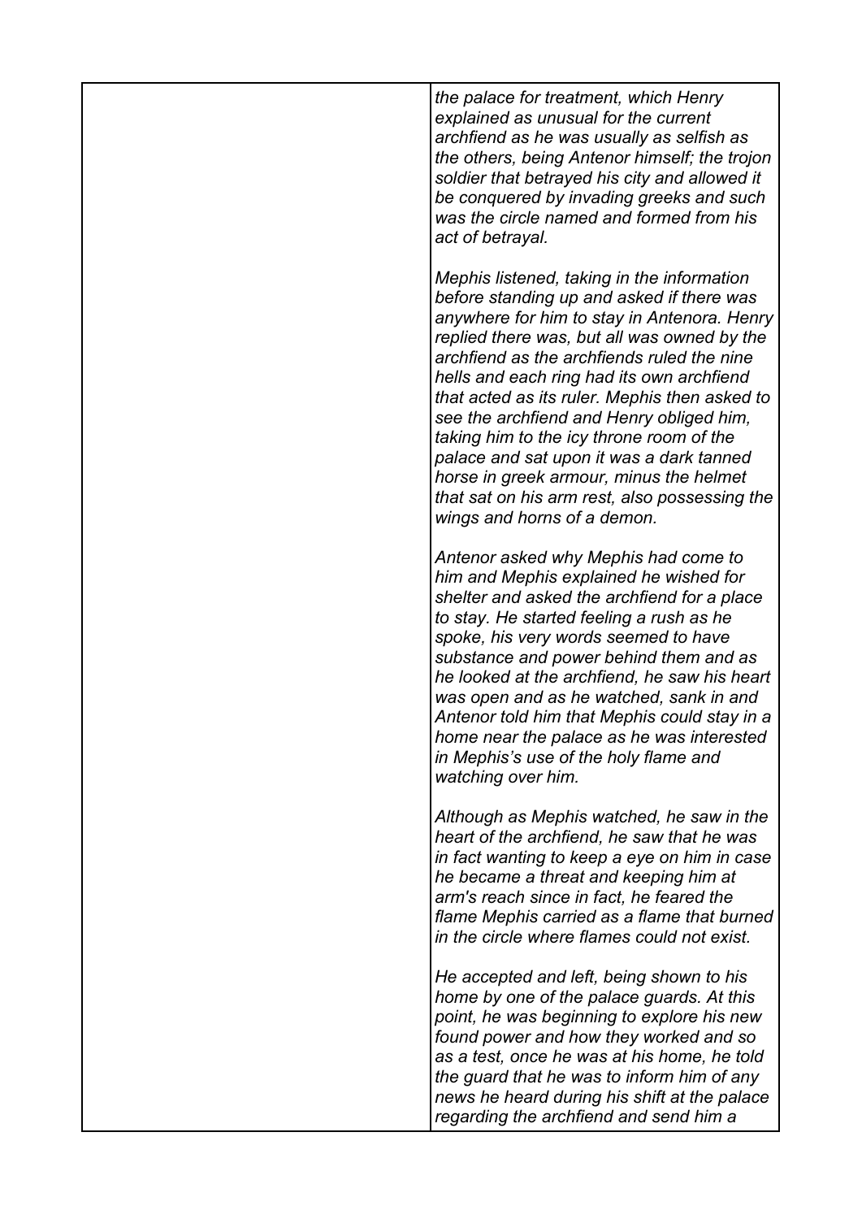| | *the palace for treatment, which Henry explained as unusual for the current archfiend as he was usually as selfish as the others, being Antenor himself; the trojon soldier that betrayed his city and allowed it be conquered by invading greeks and such was the circle named and formed from his act of betrayal.*<br><br>*Mephis listened, taking in the information before standing up and asked if there was anywhere for him to stay in Antenora. Henry replied there was, but all was owned by the archfiend as the archfiends ruled the nine hells and each ring had its own archfiend that acted as its ruler. Mephis then asked to see the archfiend and Henry obliged him, taking him to the icy throne room of the palace and sat upon it was a dark tanned horse in greek armour, minus the helmet that sat on his arm rest, also possessing the wings and horns of a demon.*<br><br>*Antenor asked why Mephis had come to him and Mephis explained he wished for shelter and asked the archfiend for a place to stay. He started feeling a rush as he spoke, his very words seemed to have substance and power behind them and as he looked at the archfiend, he saw his heart was open and as he watched, sank in and Antenor told him that Mephis could stay in a home near the palace as he was interested in Mephis's use of the holy flame and watching over him.*<br><br>*Although as Mephis watched, he saw in the heart of the archfiend, he saw that he was in fact wanting to keep a eye on him in case he became a threat and keeping him at arm's reach since in fact, he feared the flame Mephis carried as a flame that burned in the circle where flames could not exist.*<br><br>*He accepted and left, being shown to his home by one of the palace guards. At this point, he was beginning to explore his new found power and how they worked and so as a test, once he was at his home, he told the guard that he was to inform him of any news he heard during his shift at the palace regarding the archfiend and send him a* |
|---|---|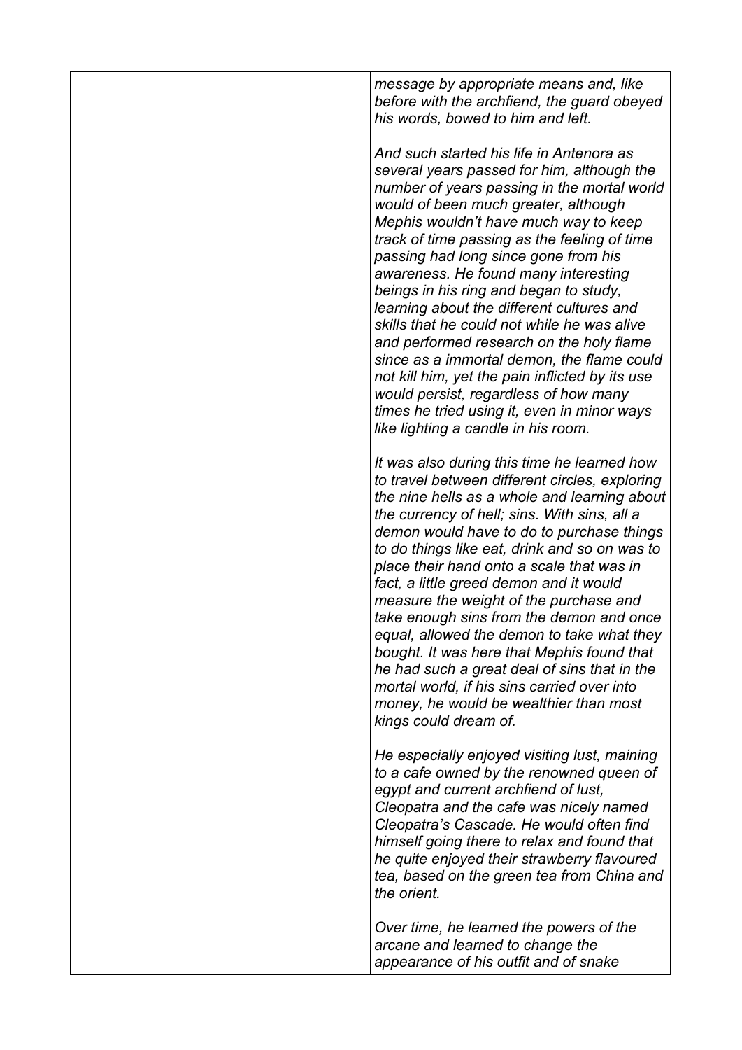| | *message by appropriate means and, like before with the archfiend, the guard obeyed his words, bowed to him and left.*<br><br>*And such started his life in Antenora as several years passed for him, although the number of years passing in the mortal world would of been much greater, although Mephis wouldn't have much way to keep track of time passing as the feeling of time passing had long since gone from his awareness. He found many interesting beings in his ring and began to study, learning about the different cultures and skills that he could not while he was alive and performed research on the holy flame since as a immortal demon, the flame could not kill him, yet the pain inflicted by its use would persist, regardless of how many times he tried using it, even in minor ways like lighting a candle in his room.*<br><br>*It was also during this time he learned how to travel between different circles, exploring the nine hells as a whole and learning about the currency of hell; sins. With sins, all a demon would have to do to purchase things to do things like eat, drink and so on was to place their hand onto a scale that was in fact, a little greed demon and it would measure the weight of the purchase and take enough sins from the demon and once equal, allowed the demon to take what they bought. It was here that Mephis found that he had such a great deal of sins that in the mortal world, if his sins carried over into money, he would be wealthier than most kings could dream of.*<br><br>*He especially enjoyed visiting lust, maining to a cafe owned by the renowned queen of egypt and current archfiend of lust, Cleopatra and the cafe was nicely named Cleopatra's Cascade. He would often find himself going there to relax and found that he quite enjoyed their strawberry flavoured tea, based on the green tea from China and the orient.*<br><br>*Over time, he learned the powers of the arcane and learned to change the appearance of his outfit and of snake* |
|---|---|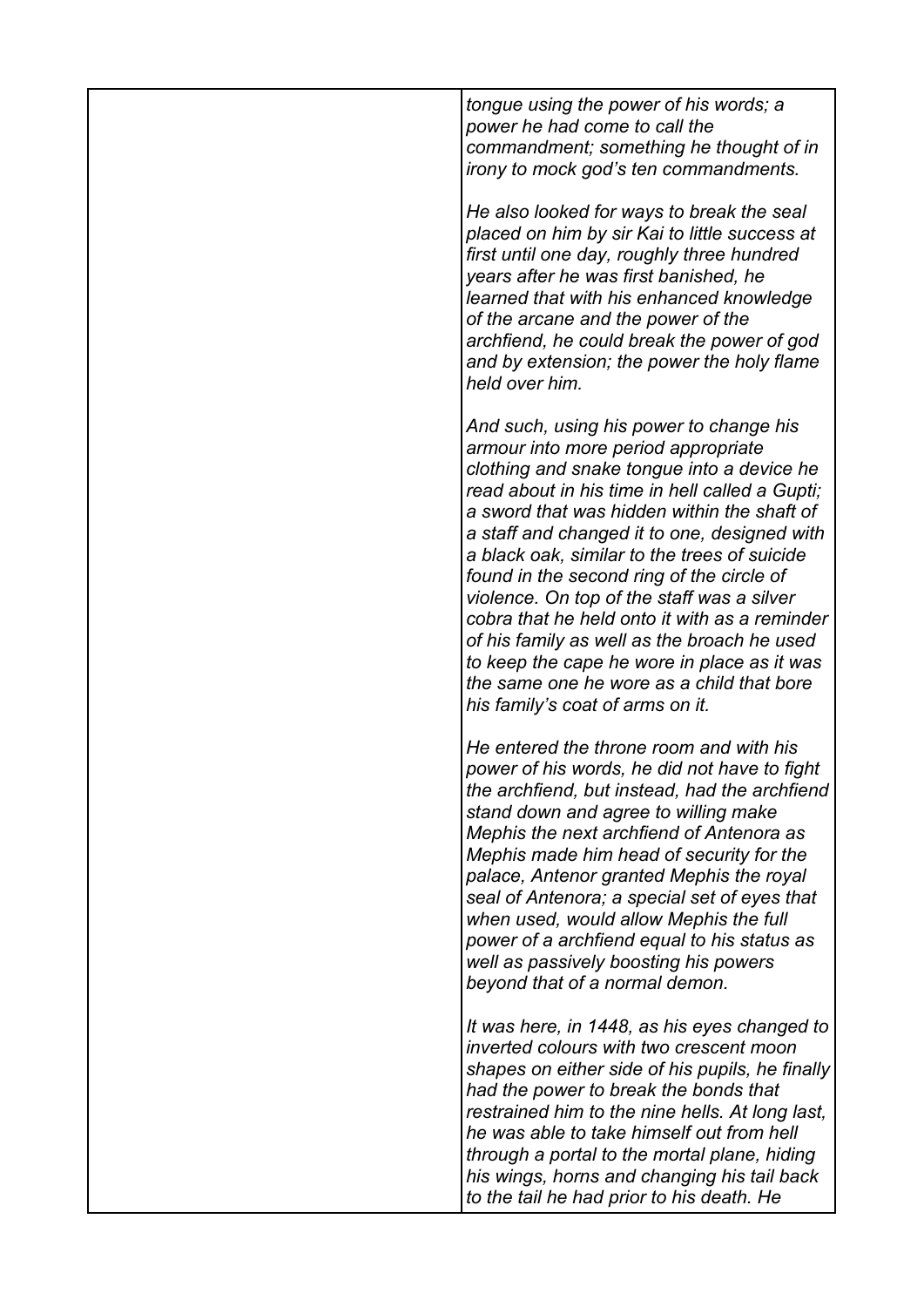| | *tongue using the power of his words; a power he had come to call the commandment; something he thought of in irony to mock god's ten commandments.*<br><br>*He also looked for ways to break the seal placed on him by sir Kai to little success at first until one day, roughly three hundred years after he was first banished, he learned that with his enhanced knowledge of the arcane and the power of the archfiend, he could break the power of god and by extension; the power the holy flame held over him.*<br><br>*And such, using his power to change his armour into more period appropriate clothing and snake tongue into a device he read about in his time in hell called a Gupti; a sword that was hidden within the shaft of a staff and changed it to one, designed with a black oak, similar to the trees of suicide found in the second ring of the circle of violence. On top of the staff was a silver cobra that he held onto it with as a reminder of his family as well as the broach he used to keep the cape he wore in place as it was the same one he wore as a child that bore his family's coat of arms on it.*<br><br>*He entered the throne room and with his power of his words, he did not have to fight the archfiend, but instead, had the archfiend stand down and agree to willing make Mephis the next archfiend of Antenora as Mephis made him head of security for the palace, Antenor granted Mephis the royal seal of Antenora; a special set of eyes that when used, would allow Mephis the full power of a archfiend equal to his status as well as passively boosting his powers beyond that of a normal demon.*<br><br>*It was here, in 1448, as his eyes changed to inverted colours with two crescent moon shapes on either side of his pupils, he finally had the power to break the bonds that restrained him to the nine hells. At long last, he was able to take himself out from hell through a portal to the mortal plane, hiding his wings, horns and changing his tail back to the tail he had prior to his death. He* |
|---|---|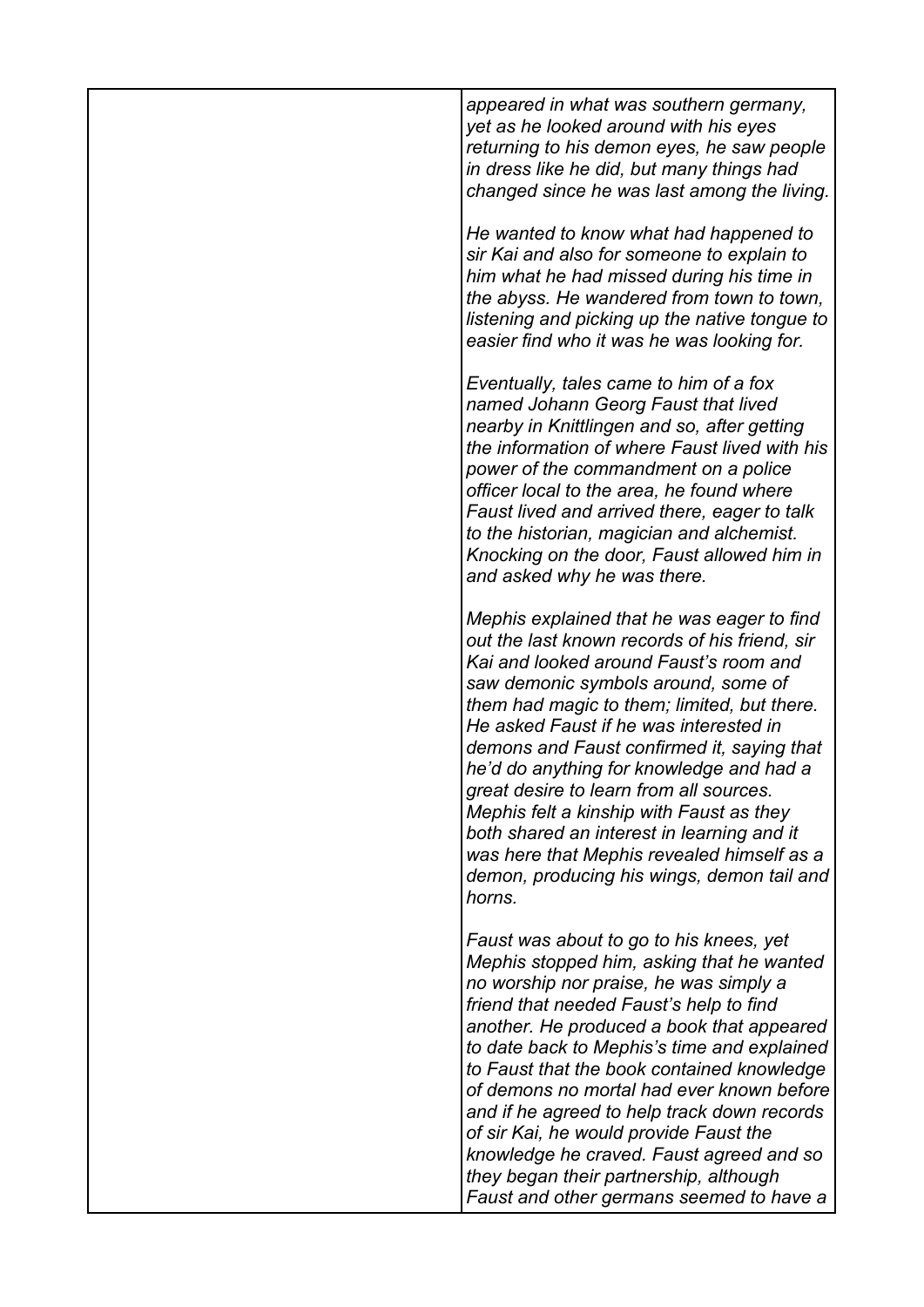| | |
|---|---|
| | *appeared in what was southern germany, yet as he looked around with his eyes returning to his demon eyes, he saw people in dress like he did, but many things had changed since he was last among the living.*<br><br>*He wanted to know what had happened to sir Kai and also for someone to explain to him what he had missed during his time in the abyss. He wandered from town to town, listening and picking up the native tongue to easier find who it was he was looking for.*<br><br>*Eventually, tales came to him of a fox named Johann Georg Faust that lived nearby in Knittlingen and so, after getting the information of where Faust lived with his power of the commandment on a police officer local to the area, he found where Faust lived and arrived there, eager to talk to the historian, magician and alchemist. Knocking on the door, Faust allowed him in and asked why he was there.*<br><br>*Mephis explained that he was eager to find out the last known records of his friend, sir Kai and looked around Faust's room and saw demonic symbols around, some of them had magic to them; limited, but there. He asked Faust if he was interested in demons and Faust confirmed it, saying that he'd do anything for knowledge and had a great desire to learn from all sources. Mephis felt a kinship with Faust as they both shared an interest in learning and it was here that Mephis revealed himself as a demon, producing his wings, demon tail and horns.*<br><br>*Faust was about to go to his knees, yet Mephis stopped him, asking that he wanted no worship nor praise, he was simply a friend that needed Faust's help to find another. He produced a book that appeared to date back to Mephis's time and explained to Faust that the book contained knowledge of demons no mortal had ever known before and if he agreed to help track down records of sir Kai, he would provide Faust the knowledge he craved. Faust agreed and so they began their partnership, although Faust and other germans seemed to have a* |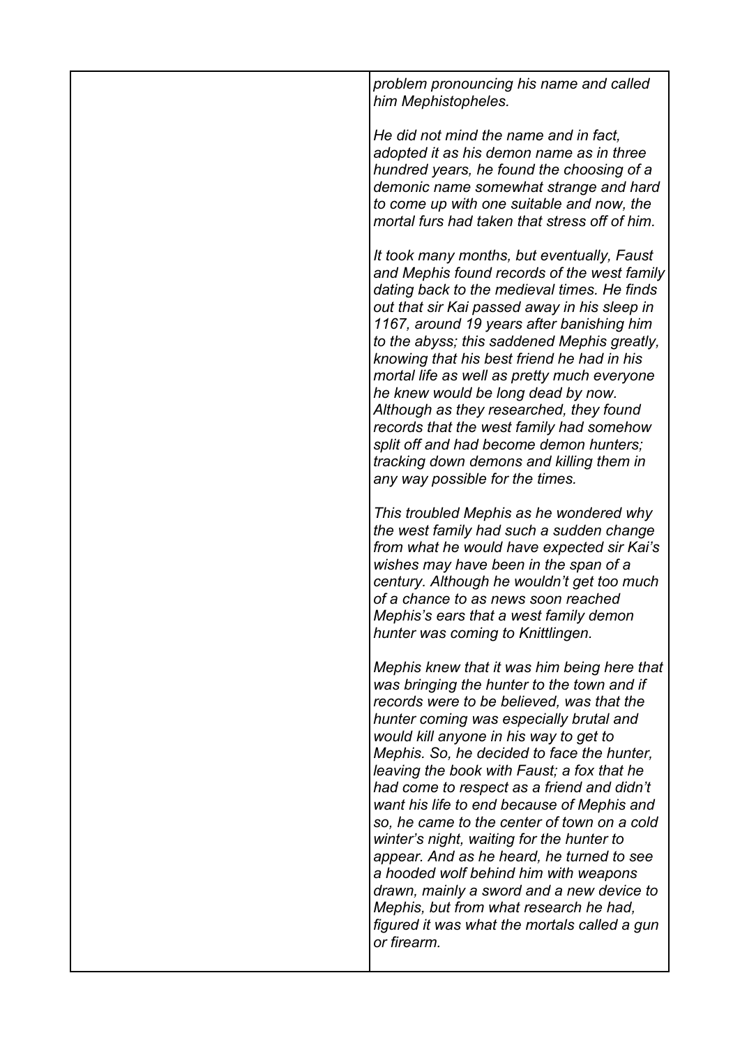| | *problem pronouncing his name and called him Mephistopheles.*<br><br>*He did not mind the name and in fact, adopted it as his demon name as in three hundred years, he found the choosing of a demonic name somewhat strange and hard to come up with one suitable and now, the mortal furs had taken that stress off of him.*<br><br>*It took many months, but eventually, Faust and Mephis found records of the west family dating back to the medieval times. He finds out that sir Kai passed away in his sleep in 1167, around 19 years after banishing him to the abyss; this saddened Mephis greatly, knowing that his best friend he had in his mortal life as well as pretty much everyone he knew would be long dead by now. Although as they researched, they found records that the west family had somehow split off and had become demon hunters; tracking down demons and killing them in any way possible for the times.*<br><br>*This troubled Mephis as he wondered why the west family had such a sudden change from what he would have expected sir Kai's wishes may have been in the span of a century. Although he wouldn't get too much of a chance to as news soon reached Mephis's ears that a west family demon hunter was coming to Knittlingen.*<br><br>*Mephis knew that it was him being here that was bringing the hunter to the town and if records were to be believed, was that the hunter coming was especially brutal and would kill anyone in his way to get to Mephis. So, he decided to face the hunter, leaving the book with Faust; a fox that he had come to respect as a friend and didn't want his life to end because of Mephis and so, he came to the center of town on a cold winter's night, waiting for the hunter to appear. And as he heard, he turned to see a hooded wolf behind him with weapons drawn, mainly a sword and a new device to Mephis, but from what research he had, figured it was what the mortals called a gun or firearm.* |
|---|---|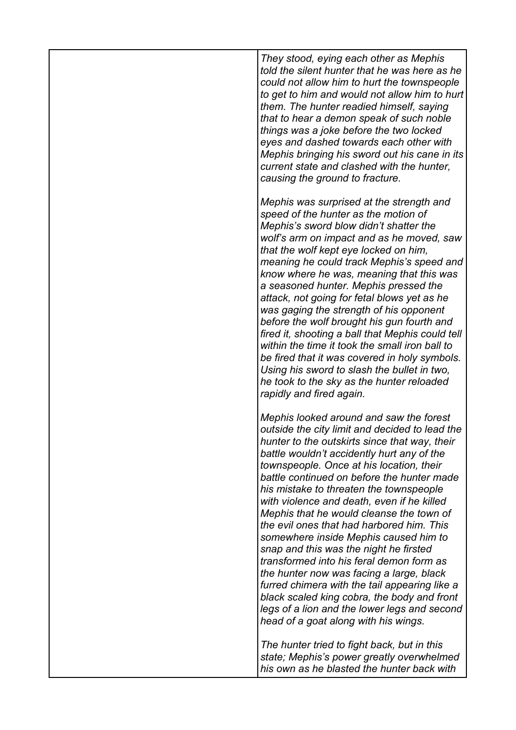| | |
|---|---|
| | *They stood, eying each other as Mephis told the silent hunter that he was here as he could not allow him to hurt the townspeople to get to him and would not allow him to hurt them. The hunter readied himself, saying that to hear a demon speak of such noble things was a joke before the two locked eyes and dashed towards each other with Mephis bringing his sword out his cane in its current state and clashed with the hunter, causing the ground to fracture.*<br><br>*Mephis was surprised at the strength and speed of the hunter as the motion of Mephis's sword blow didn't shatter the wolf's arm on impact and as he moved, saw that the wolf kept eye locked on him, meaning he could track Mephis's speed and know where he was, meaning that this was a seasoned hunter. Mephis pressed the attack, not going for fetal blows yet as he was gaging the strength of his opponent before the wolf brought his gun fourth and fired it, shooting a ball that Mephis could tell within the time it took the small iron ball to be fired that it was covered in holy symbols. Using his sword to slash the bullet in two, he took to the sky as the hunter reloaded rapidly and fired again.*<br><br>*Mephis looked around and saw the forest outside the city limit and decided to lead the hunter to the outskirts since that way, their battle wouldn't accidently hurt any of the townspeople. Once at his location, their battle continued on before the hunter made his mistake to threaten the townspeople with violence and death, even if he killed Mephis that he would cleanse the town of the evil ones that had harbored him. This somewhere inside Mephis caused him to snap and this was the night he firsted transformed into his feral demon form as the hunter now was facing a large, black furred chimera with the tail appearing like a black scaled king cobra, the body and front legs of a lion and the lower legs and second head of a goat along with his wings.*<br><br>*The hunter tried to fight back, but in this state; Mephis's power greatly overwhelmed his own as he blasted the hunter back with* |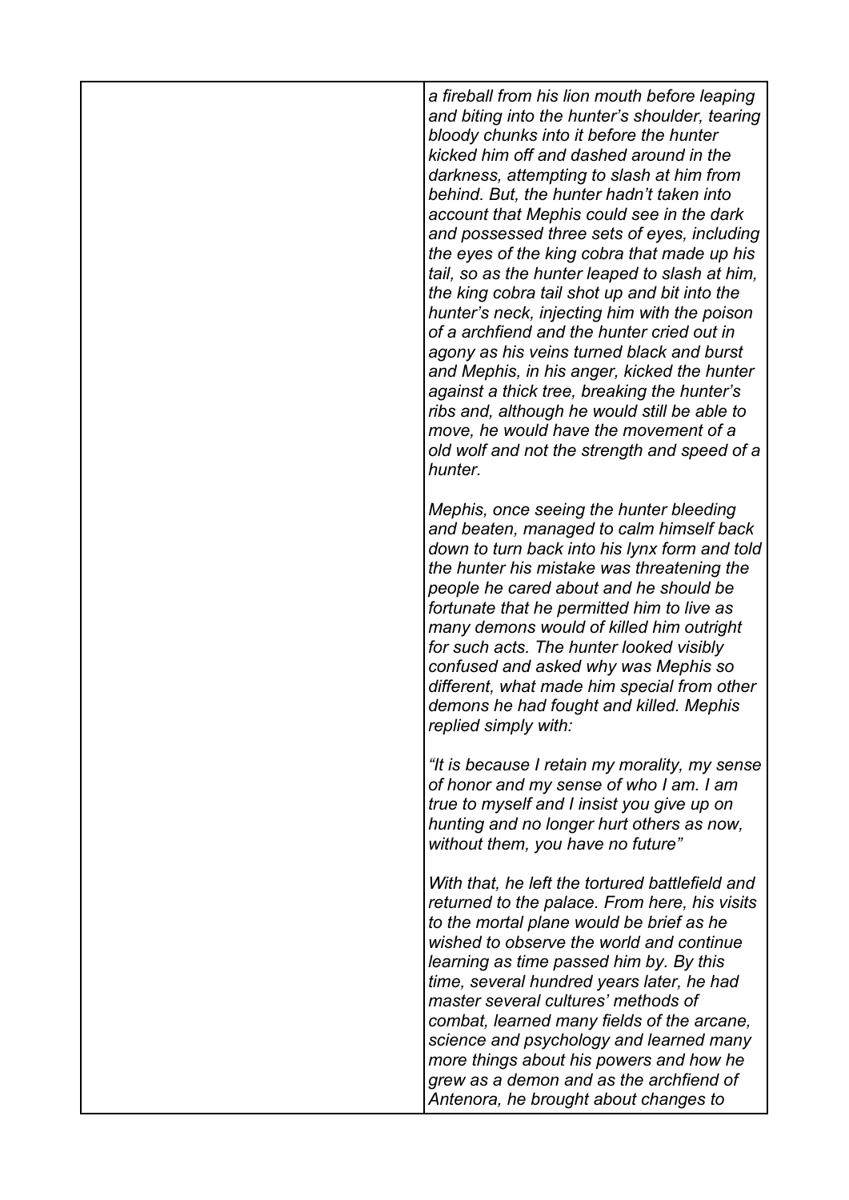*a fireball from his lion mouth before leaping and biting into the hunter's shoulder, tearing bloody chunks into it before the hunter kicked him off and dashed around in the darkness, attempting to slash at him from behind. But, the hunter hadn't taken into account that Mephis could see in the dark and possessed three sets of eyes, including the eyes of the king cobra that made up his tail, so as the hunter leaped to slash at him, the king cobra tail shot up and bit into the hunter's neck, injecting him with the poison of a archfiend and the hunter cried out in agony as his veins turned black and burst and Mephis, in his anger, kicked the hunter against a thick tree, breaking the hunter's ribs and, although he would still be able to move, he would have the movement of a old wolf and not the strength and speed of a hunter.*

*Mephis, once seeing the hunter bleeding and beaten, managed to calm himself back down to turn back into his lynx form and told the hunter his mistake was threatening the people he cared about and he should be fortunate that he permitted him to live as many demons would of killed him outright for such acts. The hunter looked visibly confused and asked why was Mephis so different, what made him special from other demons he had fought and killed. Mephis replied simply with:*

*"It is because I retain my morality, my sense of honor and my sense of who I am. I am true to myself and I insist you give up on hunting and no longer hurt others as now, without them, you have no future"*

*With that, he left the tortured battlefield and returned to the palace. From here, his visits to the mortal plane would be brief as he wished to observe the world and continue learning as time passed him by. By this time, several hundred years later, he had master several cultures' methods of combat, learned many fields of the arcane, science and psychology and learned many more things about his powers and how he grew as a demon and as the archfiend of Antenora, he brought about changes to*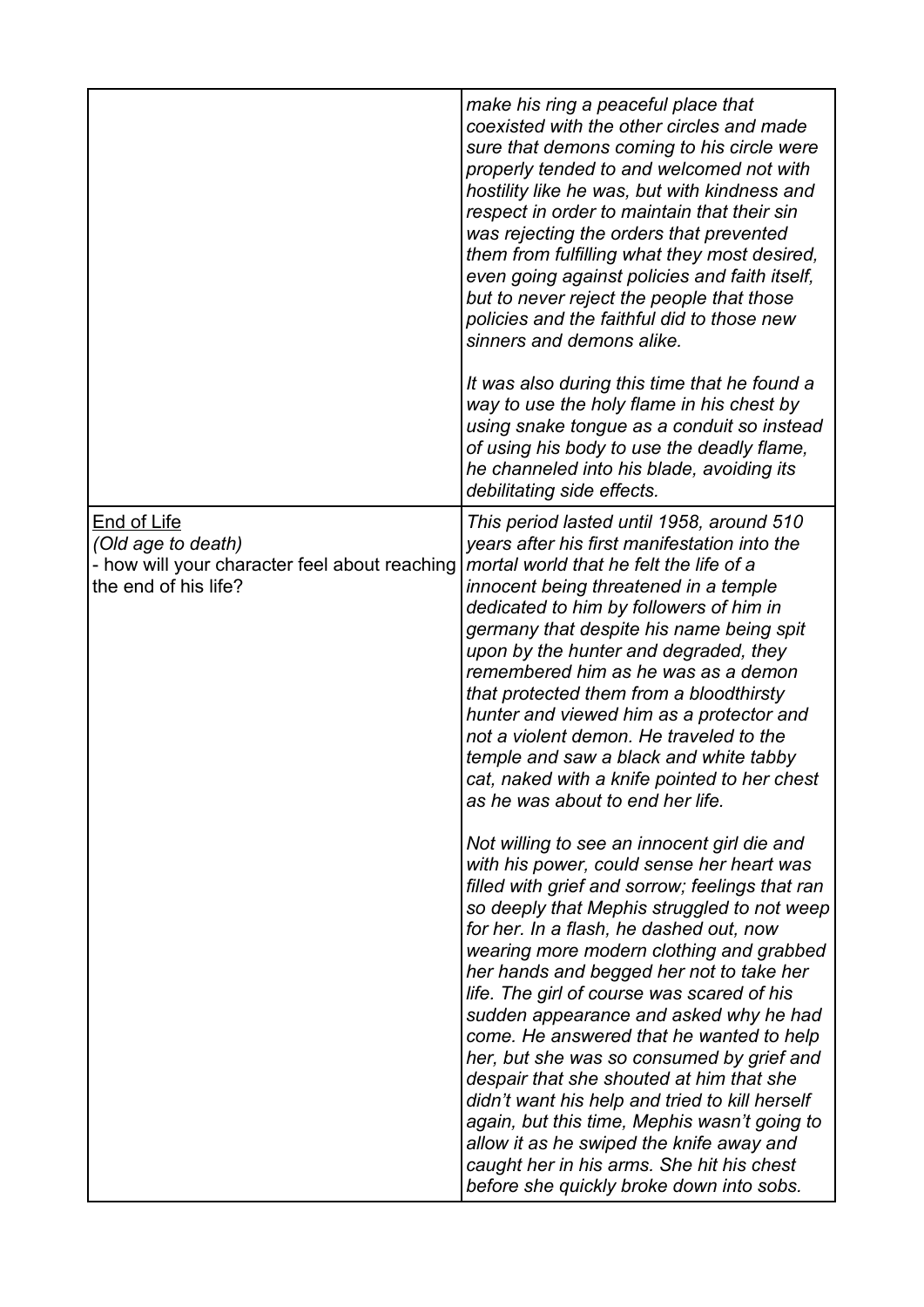| | |
|---|---|
| | *make his ring a peaceful place that coexisted with the other circles and made sure that demons coming to his circle were properly tended to and welcomed not with hostility like he was, but with kindness and respect in order to maintain that their sin was rejecting the orders that prevented them from fulfilling what they most desired, even going against policies and faith itself, but to never reject the people that those policies and the faithful did to those new sinners and demons alike.*<br><br>*It was also during this time that he found a way to use the holy flame in his chest by using snake tongue as a conduit so instead of using his body to use the deadly flame, he channeled into his blade, avoiding its debilitating side effects.* |
| <u>End of Life</u><br>*(Old age to death)*<br>- how will your character feel about reaching the end of his life? | *This period lasted until 1958, around 510 years after his first manifestation into the mortal world that he felt the life of a innocent being threatened in a temple dedicated to him by followers of him in germany that despite his name being spit upon by the hunter and degraded, they remembered him as he was as a demon that protected them from a bloodthirsty hunter and viewed him as a protector and not a violent demon. He traveled to the temple and saw a black and white tabby cat, naked with a knife pointed to her chest as he was about to end her life.*<br><br>*Not willing to see an innocent girl die and with his power, could sense her heart was filled with grief and sorrow; feelings that ran so deeply that Mephis struggled to not weep for her. In a flash, he dashed out, now wearing more modern clothing and grabbed her hands and begged her not to take her life. The girl of course was scared of his sudden appearance and asked why he had come. He answered that he wanted to help her, but she was so consumed by grief and despair that she shouted at him that she didn't want his help and tried to kill herself again, but this time, Mephis wasn't going to allow it as he swiped the knife away and caught her in his arms. She hit his chest before she quickly broke down into sobs.* |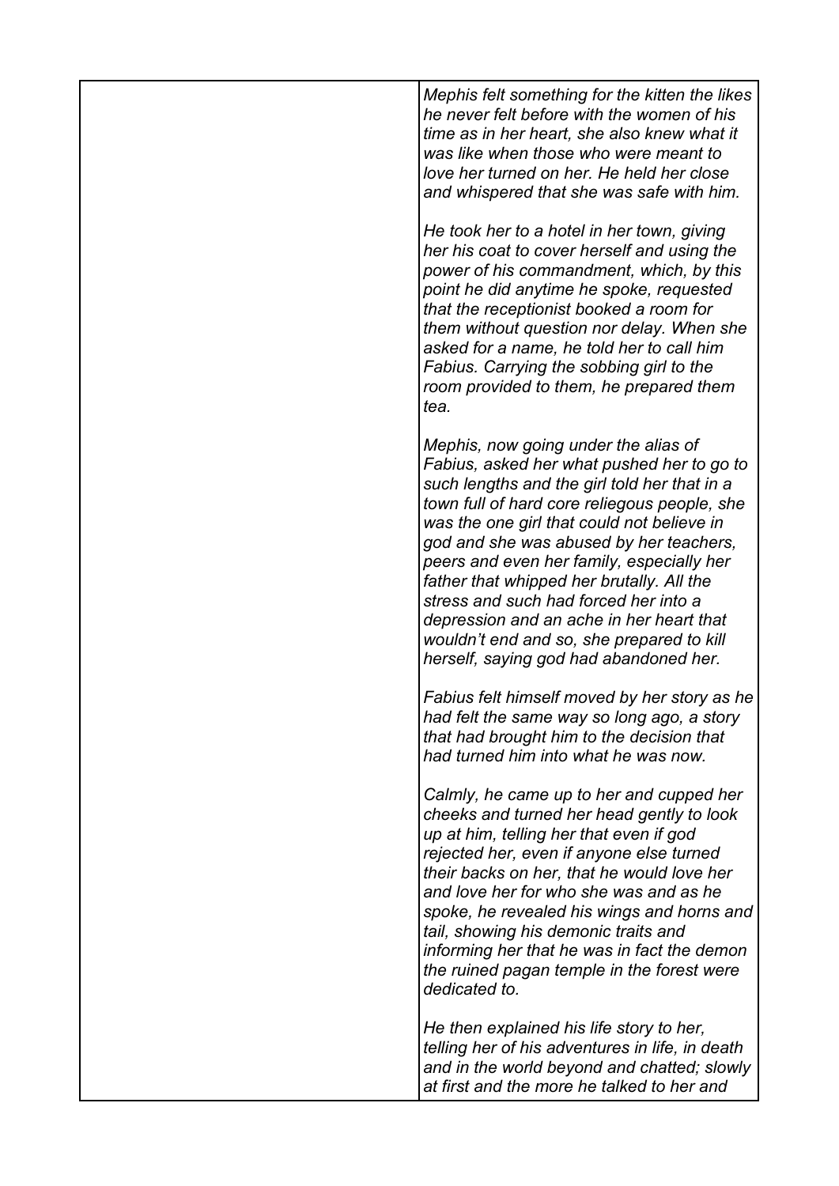| | *Mephis felt something for the kitten the likes he never felt before with the women of his time as in her heart, she also knew what it was like when those who were meant to love her turned on her. He held her close and whispered that she was safe with him.*<br><br>*He took her to a hotel in her town, giving her his coat to cover herself and using the power of his commandment, which, by this point he did anytime he spoke, requested that the receptionist booked a room for them without question nor delay. When she asked for a name, he told her to call him Fabius. Carrying the sobbing girl to the room provided to them, he prepared them tea.*<br><br>*Mephis, now going under the alias of Fabius, asked her what pushed her to go to such lengths and the girl told her that in a town full of hard core reliegous people, she was the one girl that could not believe in god and she was abused by her teachers, peers and even her family, especially her father that whipped her brutally. All the stress and such had forced her into a depression and an ache in her heart that wouldn't end and so, she prepared to kill herself, saying god had abandoned her.*<br><br>*Fabius felt himself moved by her story as he had felt the same way so long ago, a story that had brought him to the decision that had turned him into what he was now.*<br><br>*Calmly, he came up to her and cupped her cheeks and turned her head gently to look up at him, telling her that even if god rejected her, even if anyone else turned their backs on her, that he would love her and love her for who she was and as he spoke, he revealed his wings and horns and tail, showing his demonic traits and informing her that he was in fact the demon the ruined pagan temple in the forest were dedicated to.*<br><br>*He then explained his life story to her, telling her of his adventures in life, in death and in the world beyond and chatted; slowly at first and the more he talked to her and* |
|---|---|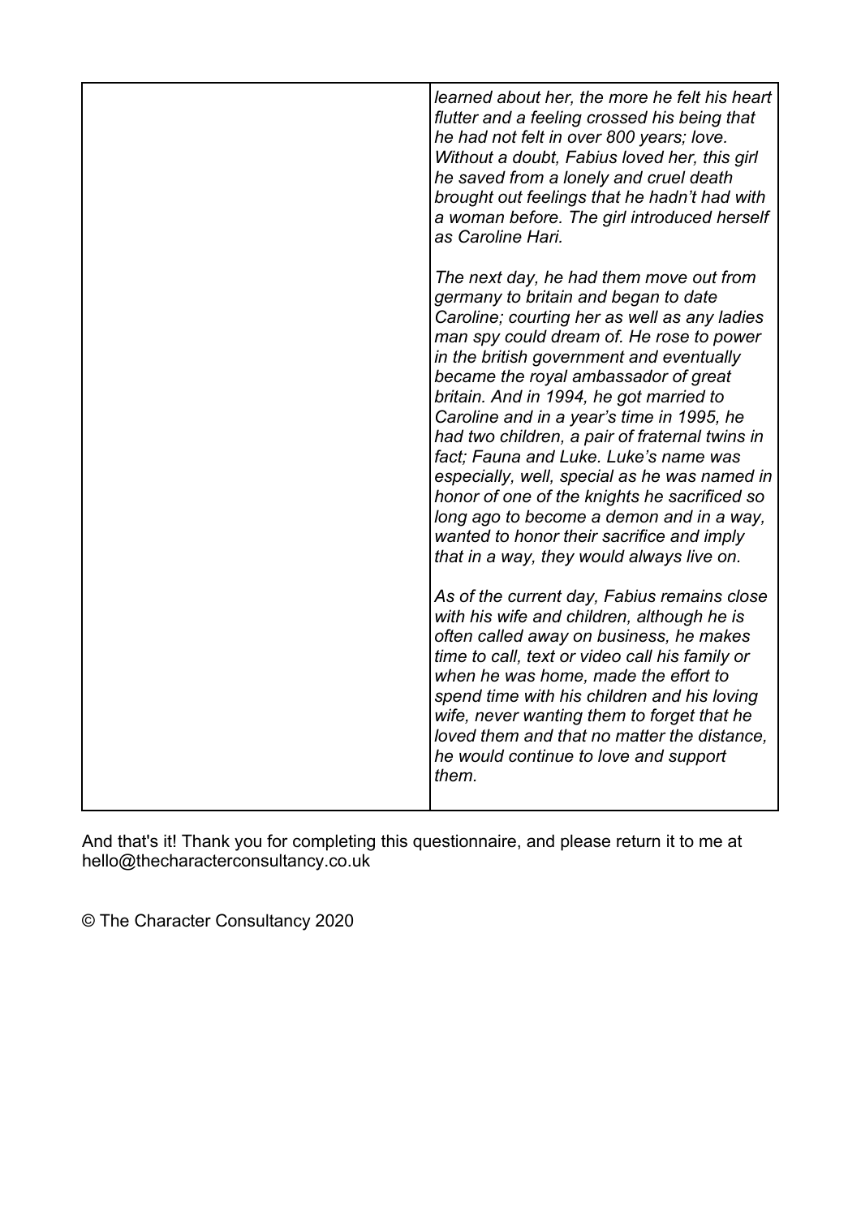| | |
|---|---|
| | *learned about her, the more he felt his heart flutter and a feeling crossed his being that he had not felt in over 800 years; love. Without a doubt, Fabius loved her, this girl he saved from a lonely and cruel death brought out feelings that he hadn't had with a woman before. The girl introduced herself as Caroline Hari.*<br><br>*The next day, he had them move out from germany to britain and began to date Caroline; courting her as well as any ladies man spy could dream of. He rose to power in the british government and eventually became the royal ambassador of great britain. And in 1994, he got married to Caroline and in a year's time in 1995, he had two children, a pair of fraternal twins in fact; Fauna and Luke. Luke's name was especially, well, special as he was named in honor of one of the knights he sacrificed so long ago to become a demon and in a way, wanted to honor their sacrifice and imply that in a way, they would always live on.*<br><br>*As of the current day, Fabius remains close with his wife and children, although he is often called away on business, he makes time to call, text or video call his family or when he was home, made the effort to spend time with his children and his loving wife, never wanting them to forget that he loved them and that no matter the distance, he would continue to love and support them.* |

And that's it! Thank you for completing this questionnaire, and please return it to me at hello@thecharacterconsultancy.co.uk

© The Character Consultancy 2020